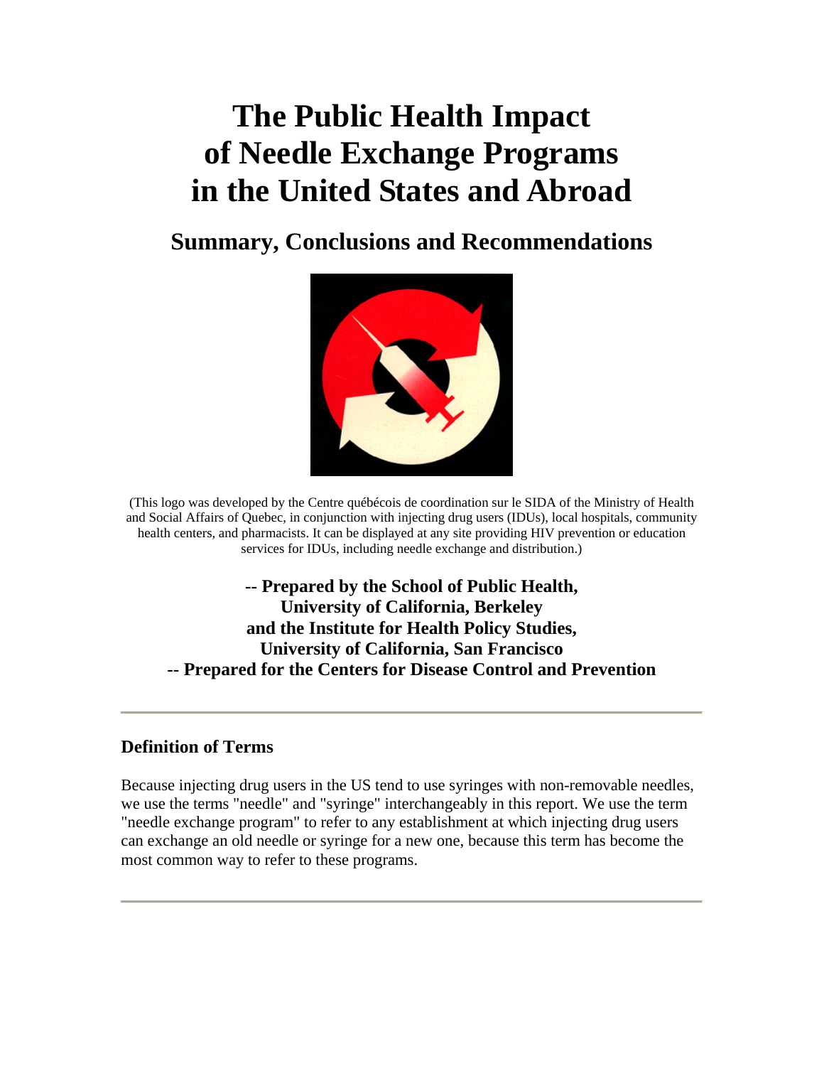# The Public Health Impact of Needle Exchange Programs in the United States and Abroad

## Summary, Conclusions and Recommendations

(This logo was developed by the Centre québécois de coordination sur le SIDA of the Ministry of Health and Social Affairs of Quebec, in conjunction with injecting drug users (IDUs), local hospitals, community health centers, and pharmacists. It can be displayed at any site providing HIV prevention or education services for IDUs, including needle exchange and distribution.)

**-- Prepared by the School of Public Health, University of California, Berkeley and the Institute for Health Policy Studies, University of California, San Francisco**
**-- Prepared for the Centers for Disease Control and Prevention**

---

### Definition of Terms

Because injecting drug users in the US tend to use syringes with non-removable needles, we use the terms "needle" and "syringe" interchangeably in this report. We use the term "needle exchange program" to refer to any establishment at which injecting drug users can exchange an old needle or syringe for a new one, because this term has become the most common way to refer to these programs.

---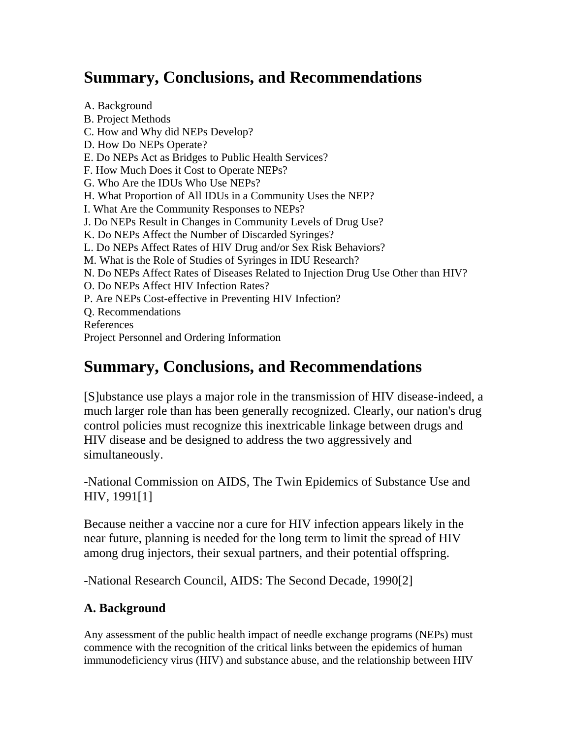# Summary, Conclusions, and Recommendations

A. Background
B. Project Methods
C. How and Why did NEPs Develop?
D. How Do NEPs Operate?
E. Do NEPs Act as Bridges to Public Health Services?
F. How Much Does it Cost to Operate NEPs?
G. Who Are the IDUs Who Use NEPs?
H. What Proportion of All IDUs in a Community Uses the NEP?
I. What Are the Community Responses to NEPs?
J. Do NEPs Result in Changes in Community Levels of Drug Use?
K. Do NEPs Affect the Number of Discarded Syringes?
L. Do NEPs Affect Rates of HIV Drug and/or Sex Risk Behaviors?
M. What is the Role of Studies of Syringes in IDU Research?
N. Do NEPs Affect Rates of Diseases Related to Injection Drug Use Other than HIV?
O. Do NEPs Affect HIV Infection Rates?
P. Are NEPs Cost-effective in Preventing HIV Infection?
Q. Recommendations
References
Project Personnel and Ordering Information

# Summary, Conclusions, and Recommendations

[S]ubstance use plays a major role in the transmission of HIV disease-indeed, a much larger role than has been generally recognized. Clearly, our nation's drug control policies must recognize this inextricable linkage between drugs and HIV disease and be designed to address the two aggressively and simultaneously.

-National Commission on AIDS, The Twin Epidemics of Substance Use and HIV, 1991[1]

Because neither a vaccine nor a cure for HIV infection appears likely in the near future, planning is needed for the long term to limit the spread of HIV among drug injectors, their sexual partners, and their potential offspring.

-National Research Council, AIDS: The Second Decade, 1990[2]

### A. Background

Any assessment of the public health impact of needle exchange programs (NEPs) must commence with the recognition of the critical links between the epidemics of human immunodeficiency virus (HIV) and substance abuse, and the relationship between HIV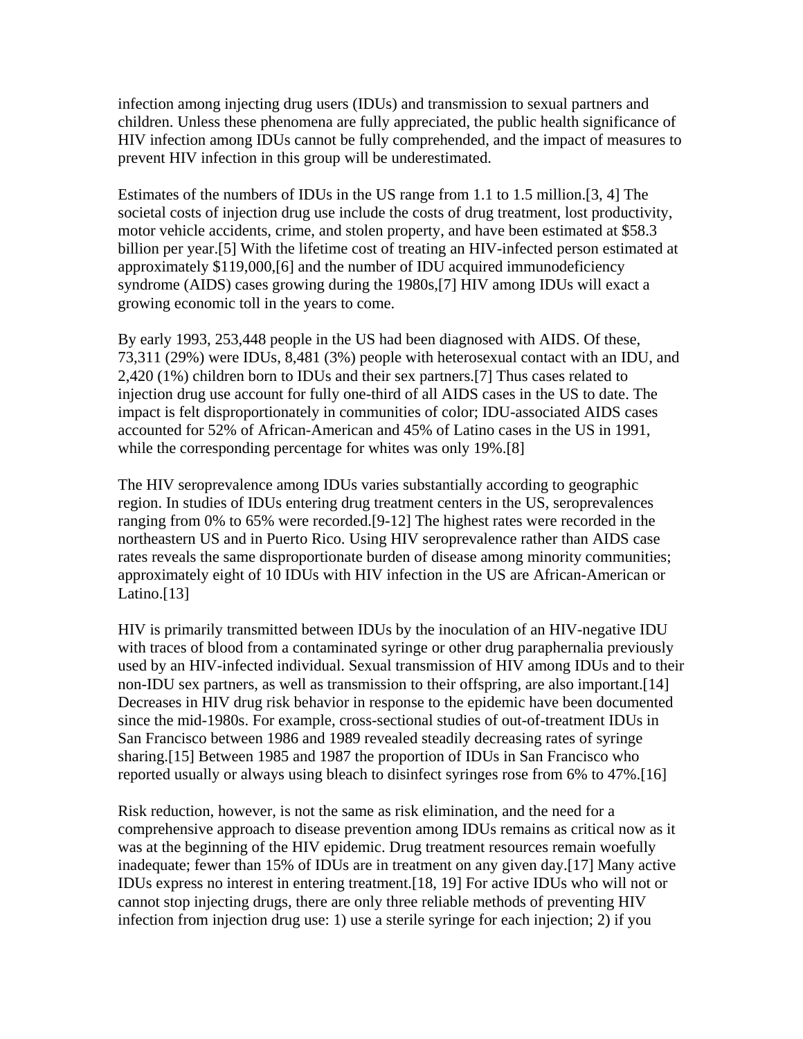infection among injecting drug users (IDUs) and transmission to sexual partners and children. Unless these phenomena are fully appreciated, the public health significance of HIV infection among IDUs cannot be fully comprehended, and the impact of measures to prevent HIV infection in this group will be underestimated.

Estimates of the numbers of IDUs in the US range from 1.1 to 1.5 million.[3, 4] The societal costs of injection drug use include the costs of drug treatment, lost productivity, motor vehicle accidents, crime, and stolen property, and have been estimated at $58.3 billion per year.[5] With the lifetime cost of treating an HIV-infected person estimated at approximately $119,000,[6] and the number of IDU acquired immunodeficiency syndrome (AIDS) cases growing during the 1980s,[7] HIV among IDUs will exact a growing economic toll in the years to come.

By early 1993, 253,448 people in the US had been diagnosed with AIDS. Of these, 73,311 (29%) were IDUs, 8,481 (3%) people with heterosexual contact with an IDU, and 2,420 (1%) children born to IDUs and their sex partners.[7] Thus cases related to injection drug use account for fully one-third of all AIDS cases in the US to date. The impact is felt disproportionately in communities of color; IDU-associated AIDS cases accounted for 52% of African-American and 45% of Latino cases in the US in 1991, while the corresponding percentage for whites was only 19%.[8]

The HIV seroprevalence among IDUs varies substantially according to geographic region. In studies of IDUs entering drug treatment centers in the US, seroprevalences ranging from 0% to 65% were recorded.[9-12] The highest rates were recorded in the northeastern US and in Puerto Rico. Using HIV seroprevalence rather than AIDS case rates reveals the same disproportionate burden of disease among minority communities; approximately eight of 10 IDUs with HIV infection in the US are African-American or Latino.[13]

HIV is primarily transmitted between IDUs by the inoculation of an HIV-negative IDU with traces of blood from a contaminated syringe or other drug paraphernalia previously used by an HIV-infected individual. Sexual transmission of HIV among IDUs and to their non-IDU sex partners, as well as transmission to their offspring, are also important.[14] Decreases in HIV drug risk behavior in response to the epidemic have been documented since the mid-1980s. For example, cross-sectional studies of out-of-treatment IDUs in San Francisco between 1986 and 1989 revealed steadily decreasing rates of syringe sharing.[15] Between 1985 and 1987 the proportion of IDUs in San Francisco who reported usually or always using bleach to disinfect syringes rose from 6% to 47%.[16]

Risk reduction, however, is not the same as risk elimination, and the need for a comprehensive approach to disease prevention among IDUs remains as critical now as it was at the beginning of the HIV epidemic. Drug treatment resources remain woefully inadequate; fewer than 15% of IDUs are in treatment on any given day.[17] Many active IDUs express no interest in entering treatment.[18, 19] For active IDUs who will not or cannot stop injecting drugs, there are only three reliable methods of preventing HIV infection from injection drug use: 1) use a sterile syringe for each injection; 2) if you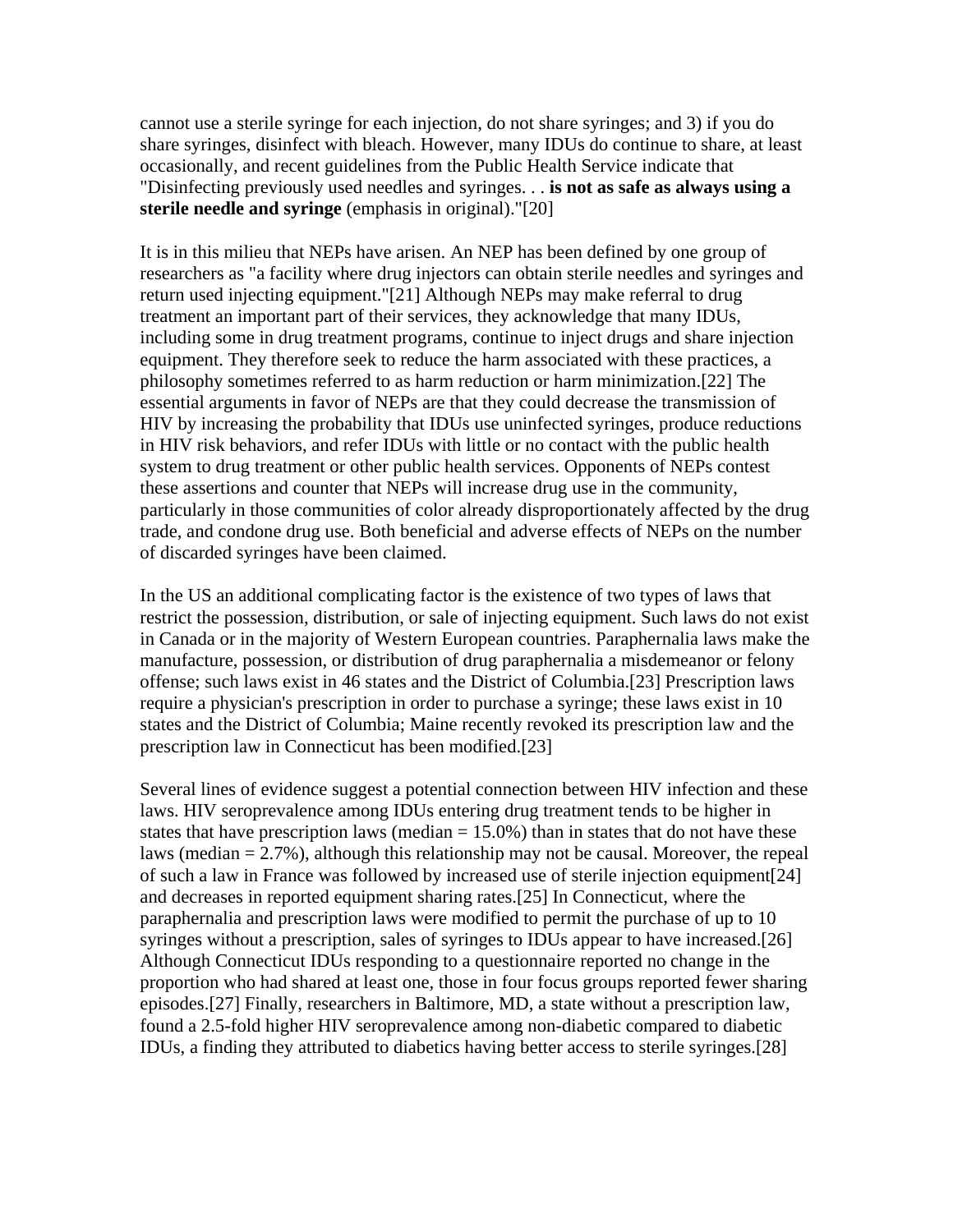cannot use a sterile syringe for each injection, do not share syringes; and 3) if you do share syringes, disinfect with bleach. However, many IDUs do continue to share, at least occasionally, and recent guidelines from the Public Health Service indicate that "Disinfecting previously used needles and syringes. . . **is not as safe as always using a sterile needle and syringe** (emphasis in original)."[20]

It is in this milieu that NEPs have arisen. An NEP has been defined by one group of researchers as "a facility where drug injectors can obtain sterile needles and syringes and return used injecting equipment."[21] Although NEPs may make referral to drug treatment an important part of their services, they acknowledge that many IDUs, including some in drug treatment programs, continue to inject drugs and share injection equipment. They therefore seek to reduce the harm associated with these practices, a philosophy sometimes referred to as harm reduction or harm minimization.[22] The essential arguments in favor of NEPs are that they could decrease the transmission of HIV by increasing the probability that IDUs use uninfected syringes, produce reductions in HIV risk behaviors, and refer IDUs with little or no contact with the public health system to drug treatment or other public health services. Opponents of NEPs contest these assertions and counter that NEPs will increase drug use in the community, particularly in those communities of color already disproportionately affected by the drug trade, and condone drug use. Both beneficial and adverse effects of NEPs on the number of discarded syringes have been claimed.

In the US an additional complicating factor is the existence of two types of laws that restrict the possession, distribution, or sale of injecting equipment. Such laws do not exist in Canada or in the majority of Western European countries. Paraphernalia laws make the manufacture, possession, or distribution of drug paraphernalia a misdemeanor or felony offense; such laws exist in 46 states and the District of Columbia.[23] Prescription laws require a physician's prescription in order to purchase a syringe; these laws exist in 10 states and the District of Columbia; Maine recently revoked its prescription law and the prescription law in Connecticut has been modified.[23]

Several lines of evidence suggest a potential connection between HIV infection and these laws. HIV seroprevalence among IDUs entering drug treatment tends to be higher in states that have prescription laws (median = 15.0%) than in states that do not have these laws (median = 2.7%), although this relationship may not be causal. Moreover, the repeal of such a law in France was followed by increased use of sterile injection equipment[24] and decreases in reported equipment sharing rates.[25] In Connecticut, where the paraphernalia and prescription laws were modified to permit the purchase of up to 10 syringes without a prescription, sales of syringes to IDUs appear to have increased.[26] Although Connecticut IDUs responding to a questionnaire reported no change in the proportion who had shared at least one, those in four focus groups reported fewer sharing episodes.[27] Finally, researchers in Baltimore, MD, a state without a prescription law, found a 2.5-fold higher HIV seroprevalence among non-diabetic compared to diabetic IDUs, a finding they attributed to diabetics having better access to sterile syringes.[28]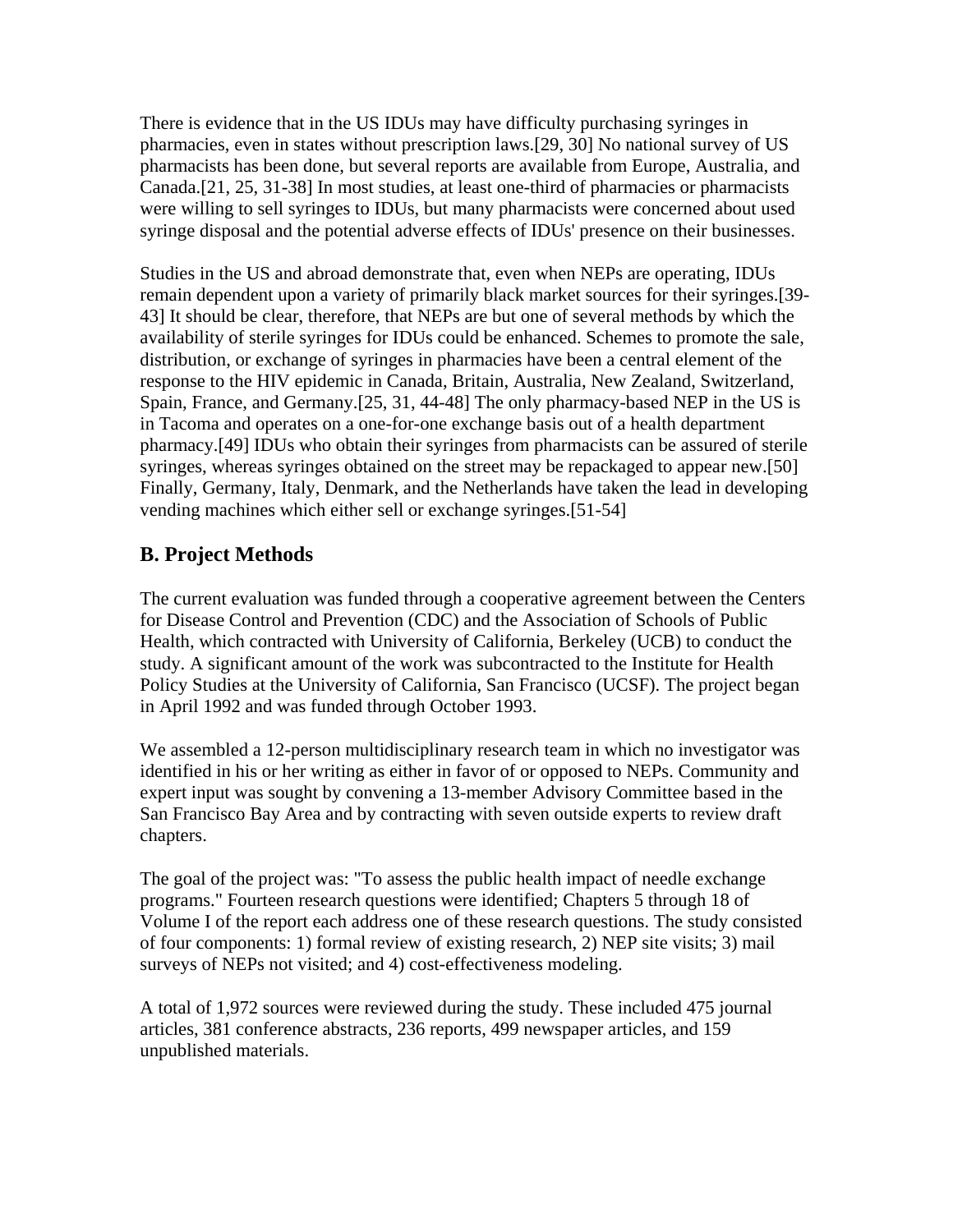There is evidence that in the US IDUs may have difficulty purchasing syringes in pharmacies, even in states without prescription laws.[29, 30] No national survey of US pharmacists has been done, but several reports are available from Europe, Australia, and Canada.[21, 25, 31-38] In most studies, at least one-third of pharmacies or pharmacists were willing to sell syringes to IDUs, but many pharmacists were concerned about used syringe disposal and the potential adverse effects of IDUs' presence on their businesses.

Studies in the US and abroad demonstrate that, even when NEPs are operating, IDUs remain dependent upon a variety of primarily black market sources for their syringes.[39-43] It should be clear, therefore, that NEPs are but one of several methods by which the availability of sterile syringes for IDUs could be enhanced. Schemes to promote the sale, distribution, or exchange of syringes in pharmacies have been a central element of the response to the HIV epidemic in Canada, Britain, Australia, New Zealand, Switzerland, Spain, France, and Germany.[25, 31, 44-48] The only pharmacy-based NEP in the US is in Tacoma and operates on a one-for-one exchange basis out of a health department pharmacy.[49] IDUs who obtain their syringes from pharmacists can be assured of sterile syringes, whereas syringes obtained on the street may be repackaged to appear new.[50] Finally, Germany, Italy, Denmark, and the Netherlands have taken the lead in developing vending machines which either sell or exchange syringes.[51-54]

## B. Project Methods

The current evaluation was funded through a cooperative agreement between the Centers for Disease Control and Prevention (CDC) and the Association of Schools of Public Health, which contracted with University of California, Berkeley (UCB) to conduct the study. A significant amount of the work was subcontracted to the Institute for Health Policy Studies at the University of California, San Francisco (UCSF). The project began in April 1992 and was funded through October 1993.

We assembled a 12-person multidisciplinary research team in which no investigator was identified in his or her writing as either in favor of or opposed to NEPs. Community and expert input was sought by convening a 13-member Advisory Committee based in the San Francisco Bay Area and by contracting with seven outside experts to review draft chapters.

The goal of the project was: "To assess the public health impact of needle exchange programs." Fourteen research questions were identified; Chapters 5 through 18 of Volume I of the report each address one of these research questions. The study consisted of four components: 1) formal review of existing research, 2) NEP site visits; 3) mail surveys of NEPs not visited; and 4) cost-effectiveness modeling.

A total of 1,972 sources were reviewed during the study. These included 475 journal articles, 381 conference abstracts, 236 reports, 499 newspaper articles, and 159 unpublished materials.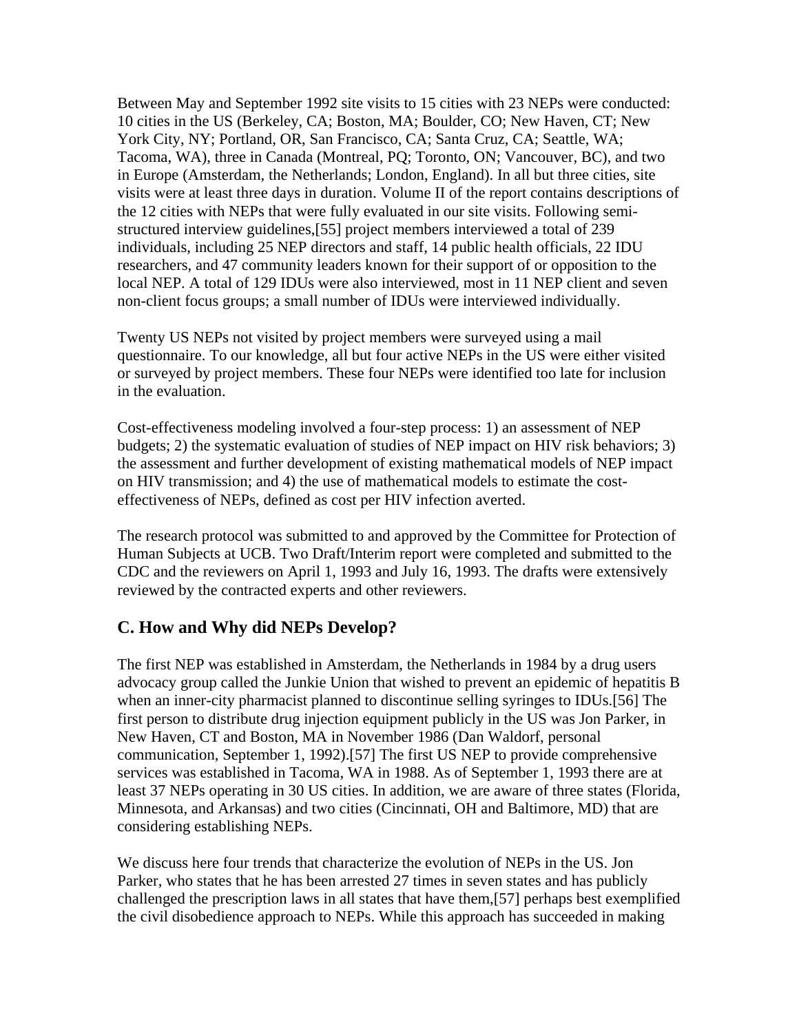Between May and September 1992 site visits to 15 cities with 23 NEPs were conducted: 10 cities in the US (Berkeley, CA; Boston, MA; Boulder, CO; New Haven, CT; New York City, NY; Portland, OR, San Francisco, CA; Santa Cruz, CA; Seattle, WA; Tacoma, WA), three in Canada (Montreal, PQ; Toronto, ON; Vancouver, BC), and two in Europe (Amsterdam, the Netherlands; London, England). In all but three cities, site visits were at least three days in duration. Volume II of the report contains descriptions of the 12 cities with NEPs that were fully evaluated in our site visits. Following semi-structured interview guidelines,[55] project members interviewed a total of 239 individuals, including 25 NEP directors and staff, 14 public health officials, 22 IDU researchers, and 47 community leaders known for their support of or opposition to the local NEP. A total of 129 IDUs were also interviewed, most in 11 NEP client and seven non-client focus groups; a small number of IDUs were interviewed individually.

Twenty US NEPs not visited by project members were surveyed using a mail questionnaire. To our knowledge, all but four active NEPs in the US were either visited or surveyed by project members. These four NEPs were identified too late for inclusion in the evaluation.

Cost-effectiveness modeling involved a four-step process: 1) an assessment of NEP budgets; 2) the systematic evaluation of studies of NEP impact on HIV risk behaviors; 3) the assessment and further development of existing mathematical models of NEP impact on HIV transmission; and 4) the use of mathematical models to estimate the cost-effectiveness of NEPs, defined as cost per HIV infection averted.

The research protocol was submitted to and approved by the Committee for Protection of Human Subjects at UCB. Two Draft/Interim report were completed and submitted to the CDC and the reviewers on April 1, 1993 and July 16, 1993. The drafts were extensively reviewed by the contracted experts and other reviewers.

## C. How and Why did NEPs Develop?

The first NEP was established in Amsterdam, the Netherlands in 1984 by a drug users advocacy group called the Junkie Union that wished to prevent an epidemic of hepatitis B when an inner-city pharmacist planned to discontinue selling syringes to IDUs.[56] The first person to distribute drug injection equipment publicly in the US was Jon Parker, in New Haven, CT and Boston, MA in November 1986 (Dan Waldorf, personal communication, September 1, 1992).[57] The first US NEP to provide comprehensive services was established in Tacoma, WA in 1988. As of September 1, 1993 there are at least 37 NEPs operating in 30 US cities. In addition, we are aware of three states (Florida, Minnesota, and Arkansas) and two cities (Cincinnati, OH and Baltimore, MD) that are considering establishing NEPs.

We discuss here four trends that characterize the evolution of NEPs in the US. Jon Parker, who states that he has been arrested 27 times in seven states and has publicly challenged the prescription laws in all states that have them,[57] perhaps best exemplified the civil disobedience approach to NEPs. While this approach has succeeded in making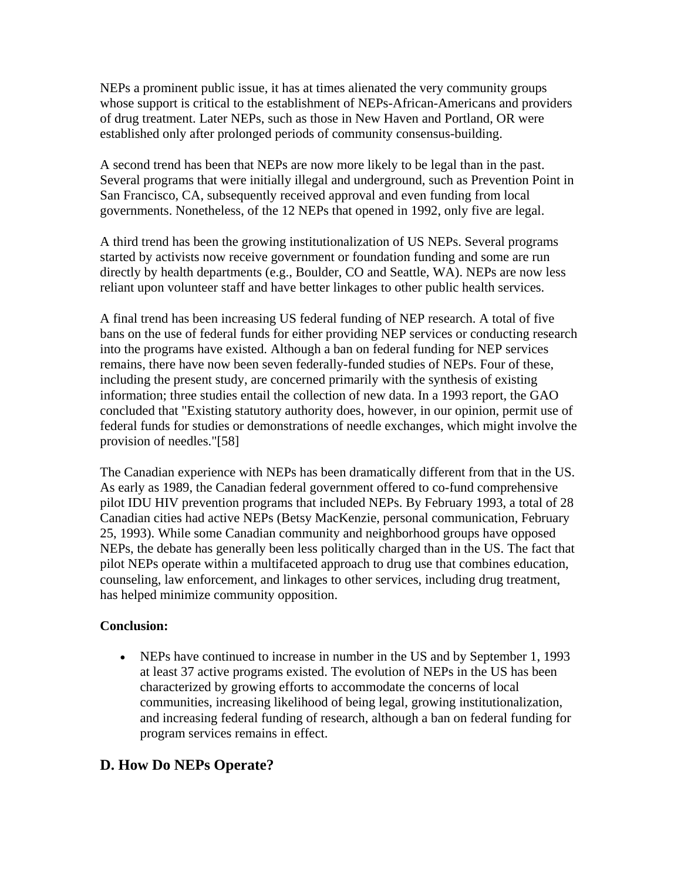NEPs a prominent public issue, it has at times alienated the very community groups whose support is critical to the establishment of NEPs-African-Americans and providers of drug treatment. Later NEPs, such as those in New Haven and Portland, OR were established only after prolonged periods of community consensus-building.

A second trend has been that NEPs are now more likely to be legal than in the past. Several programs that were initially illegal and underground, such as Prevention Point in San Francisco, CA, subsequently received approval and even funding from local governments. Nonetheless, of the 12 NEPs that opened in 1992, only five are legal.

A third trend has been the growing institutionalization of US NEPs. Several programs started by activists now receive government or foundation funding and some are run directly by health departments (e.g., Boulder, CO and Seattle, WA). NEPs are now less reliant upon volunteer staff and have better linkages to other public health services.

A final trend has been increasing US federal funding of NEP research. A total of five bans on the use of federal funds for either providing NEP services or conducting research into the programs have existed. Although a ban on federal funding for NEP services remains, there have now been seven federally-funded studies of NEPs. Four of these, including the present study, are concerned primarily with the synthesis of existing information; three studies entail the collection of new data. In a 1993 report, the GAO concluded that "Existing statutory authority does, however, in our opinion, permit use of federal funds for studies or demonstrations of needle exchanges, which might involve the provision of needles."[58]

The Canadian experience with NEPs has been dramatically different from that in the US. As early as 1989, the Canadian federal government offered to co-fund comprehensive pilot IDU HIV prevention programs that included NEPs. By February 1993, a total of 28 Canadian cities had active NEPs (Betsy MacKenzie, personal communication, February 25, 1993). While some Canadian community and neighborhood groups have opposed NEPs, the debate has generally been less politically charged than in the US. The fact that pilot NEPs operate within a multifaceted approach to drug use that combines education, counseling, law enforcement, and linkages to other services, including drug treatment, has helped minimize community opposition.

**Conclusion:**

- NEPs have continued to increase in number in the US and by September 1, 1993 at least 37 active programs existed. The evolution of NEPs in the US has been characterized by growing efforts to accommodate the concerns of local communities, increasing likelihood of being legal, growing institutionalization, and increasing federal funding of research, although a ban on federal funding for program services remains in effect.

## D. How Do NEPs Operate?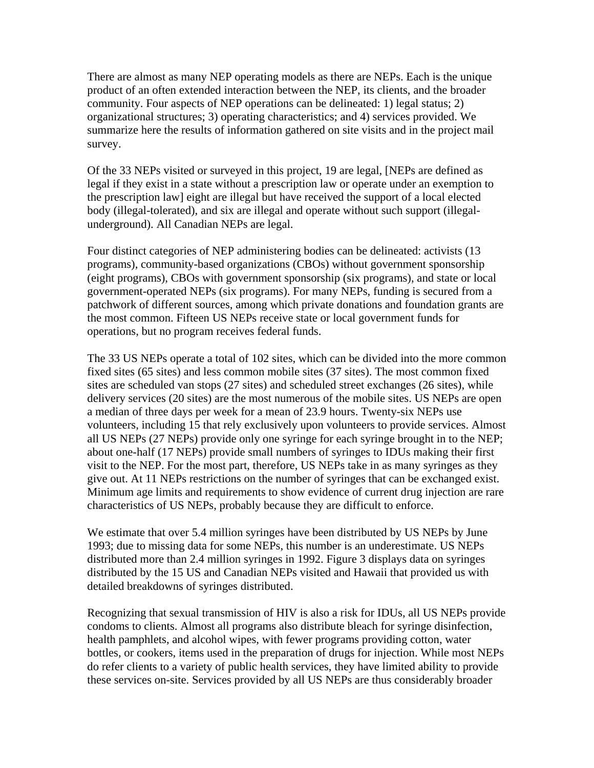There are almost as many NEP operating models as there are NEPs. Each is the unique product of an often extended interaction between the NEP, its clients, and the broader community. Four aspects of NEP operations can be delineated: 1) legal status; 2) organizational structures; 3) operating characteristics; and 4) services provided. We summarize here the results of information gathered on site visits and in the project mail survey.

Of the 33 NEPs visited or surveyed in this project, 19 are legal, [NEPs are defined as legal if they exist in a state without a prescription law or operate under an exemption to the prescription law] eight are illegal but have received the support of a local elected body (illegal-tolerated), and six are illegal and operate without such support (illegal-underground). All Canadian NEPs are legal.

Four distinct categories of NEP administering bodies can be delineated: activists (13 programs), community-based organizations (CBOs) without government sponsorship (eight programs), CBOs with government sponsorship (six programs), and state or local government-operated NEPs (six programs). For many NEPs, funding is secured from a patchwork of different sources, among which private donations and foundation grants are the most common. Fifteen US NEPs receive state or local government funds for operations, but no program receives federal funds.

The 33 US NEPs operate a total of 102 sites, which can be divided into the more common fixed sites (65 sites) and less common mobile sites (37 sites). The most common fixed sites are scheduled van stops (27 sites) and scheduled street exchanges (26 sites), while delivery services (20 sites) are the most numerous of the mobile sites. US NEPs are open a median of three days per week for a mean of 23.9 hours. Twenty-six NEPs use volunteers, including 15 that rely exclusively upon volunteers to provide services. Almost all US NEPs (27 NEPs) provide only one syringe for each syringe brought in to the NEP; about one-half (17 NEPs) provide small numbers of syringes to IDUs making their first visit to the NEP. For the most part, therefore, US NEPs take in as many syringes as they give out. At 11 NEPs restrictions on the number of syringes that can be exchanged exist. Minimum age limits and requirements to show evidence of current drug injection are rare characteristics of US NEPs, probably because they are difficult to enforce.

We estimate that over 5.4 million syringes have been distributed by US NEPs by June 1993; due to missing data for some NEPs, this number is an underestimate. US NEPs distributed more than 2.4 million syringes in 1992. Figure 3 displays data on syringes distributed by the 15 US and Canadian NEPs visited and Hawaii that provided us with detailed breakdowns of syringes distributed.

Recognizing that sexual transmission of HIV is also a risk for IDUs, all US NEPs provide condoms to clients. Almost all programs also distribute bleach for syringe disinfection, health pamphlets, and alcohol wipes, with fewer programs providing cotton, water bottles, or cookers, items used in the preparation of drugs for injection. While most NEPs do refer clients to a variety of public health services, they have limited ability to provide these services on-site. Services provided by all US NEPs are thus considerably broader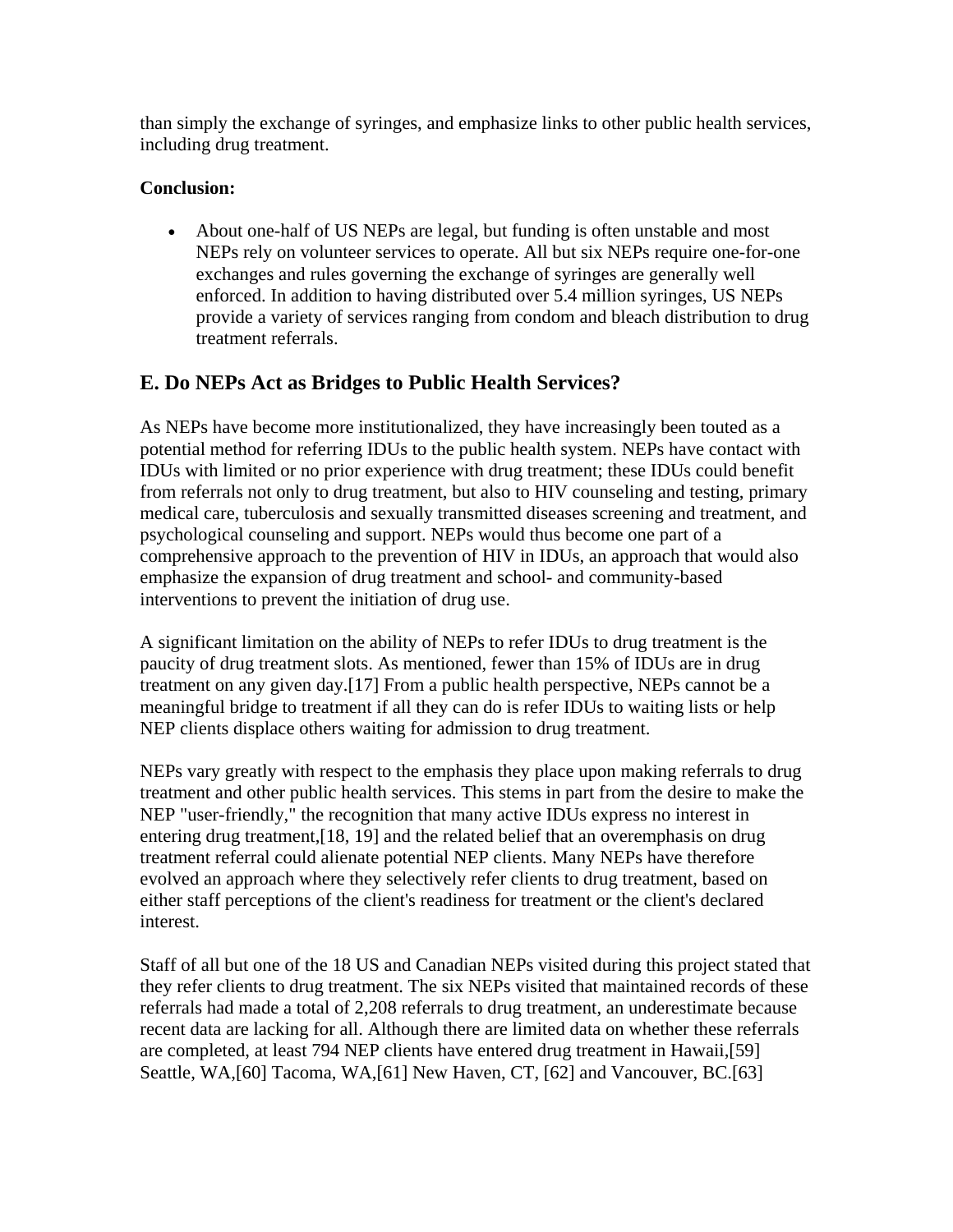than simply the exchange of syringes, and emphasize links to other public health services, including drug treatment.

**Conclusion:**

- About one-half of US NEPs are legal, but funding is often unstable and most NEPs rely on volunteer services to operate. All but six NEPs require one-for-one exchanges and rules governing the exchange of syringes are generally well enforced. In addition to having distributed over 5.4 million syringes, US NEPs provide a variety of services ranging from condom and bleach distribution to drug treatment referrals.

## E. Do NEPs Act as Bridges to Public Health Services?

As NEPs have become more institutionalized, they have increasingly been touted as a potential method for referring IDUs to the public health system. NEPs have contact with IDUs with limited or no prior experience with drug treatment; these IDUs could benefit from referrals not only to drug treatment, but also to HIV counseling and testing, primary medical care, tuberculosis and sexually transmitted diseases screening and treatment, and psychological counseling and support. NEPs would thus become one part of a comprehensive approach to the prevention of HIV in IDUs, an approach that would also emphasize the expansion of drug treatment and school- and community-based interventions to prevent the initiation of drug use.

A significant limitation on the ability of NEPs to refer IDUs to drug treatment is the paucity of drug treatment slots. As mentioned, fewer than 15% of IDUs are in drug treatment on any given day.[17] From a public health perspective, NEPs cannot be a meaningful bridge to treatment if all they can do is refer IDUs to waiting lists or help NEP clients displace others waiting for admission to drug treatment.

NEPs vary greatly with respect to the emphasis they place upon making referrals to drug treatment and other public health services. This stems in part from the desire to make the NEP "user-friendly," the recognition that many active IDUs express no interest in entering drug treatment,[18, 19] and the related belief that an overemphasis on drug treatment referral could alienate potential NEP clients. Many NEPs have therefore evolved an approach where they selectively refer clients to drug treatment, based on either staff perceptions of the client's readiness for treatment or the client's declared interest.

Staff of all but one of the 18 US and Canadian NEPs visited during this project stated that they refer clients to drug treatment. The six NEPs visited that maintained records of these referrals had made a total of 2,208 referrals to drug treatment, an underestimate because recent data are lacking for all. Although there are limited data on whether these referrals are completed, at least 794 NEP clients have entered drug treatment in Hawaii,[59] Seattle, WA,[60] Tacoma, WA,[61] New Haven, CT, [62] and Vancouver, BC.[63]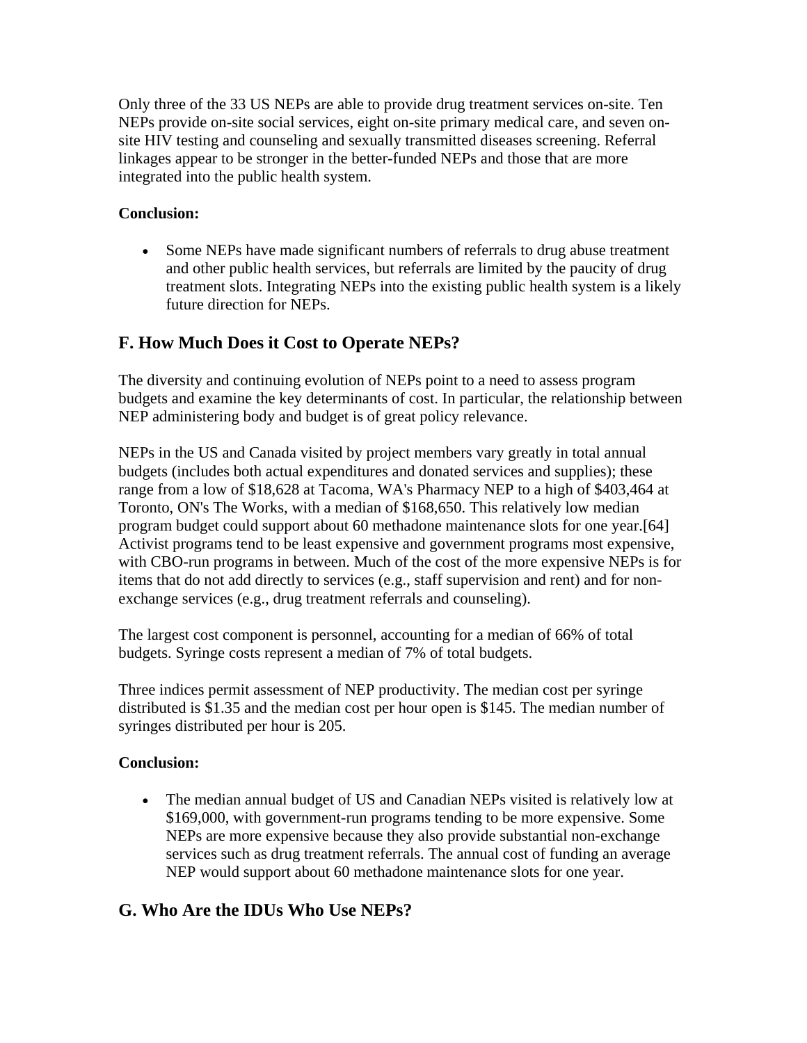Only three of the 33 US NEPs are able to provide drug treatment services on-site. Ten NEPs provide on-site social services, eight on-site primary medical care, and seven on-site HIV testing and counseling and sexually transmitted diseases screening. Referral linkages appear to be stronger in the better-funded NEPs and those that are more integrated into the public health system.

**Conclusion:**

- Some NEPs have made significant numbers of referrals to drug abuse treatment and other public health services, but referrals are limited by the paucity of drug treatment slots. Integrating NEPs into the existing public health system is a likely future direction for NEPs.

## F. How Much Does it Cost to Operate NEPs?

The diversity and continuing evolution of NEPs point to a need to assess program budgets and examine the key determinants of cost. In particular, the relationship between NEP administering body and budget is of great policy relevance.

NEPs in the US and Canada visited by project members vary greatly in total annual budgets (includes both actual expenditures and donated services and supplies); these range from a low of $18,628 at Tacoma, WA's Pharmacy NEP to a high of $403,464 at Toronto, ON's The Works, with a median of $168,650. This relatively low median program budget could support about 60 methadone maintenance slots for one year.[64] Activist programs tend to be least expensive and government programs most expensive, with CBO-run programs in between. Much of the cost of the more expensive NEPs is for items that do not add directly to services (e.g., staff supervision and rent) and for non-exchange services (e.g., drug treatment referrals and counseling).

The largest cost component is personnel, accounting for a median of 66% of total budgets. Syringe costs represent a median of 7% of total budgets.

Three indices permit assessment of NEP productivity. The median cost per syringe distributed is $1.35 and the median cost per hour open is $145. The median number of syringes distributed per hour is 205.

**Conclusion:**

- The median annual budget of US and Canadian NEPs visited is relatively low at $169,000, with government-run programs tending to be more expensive. Some NEPs are more expensive because they also provide substantial non-exchange services such as drug treatment referrals. The annual cost of funding an average NEP would support about 60 methadone maintenance slots for one year.

## G. Who Are the IDUs Who Use NEPs?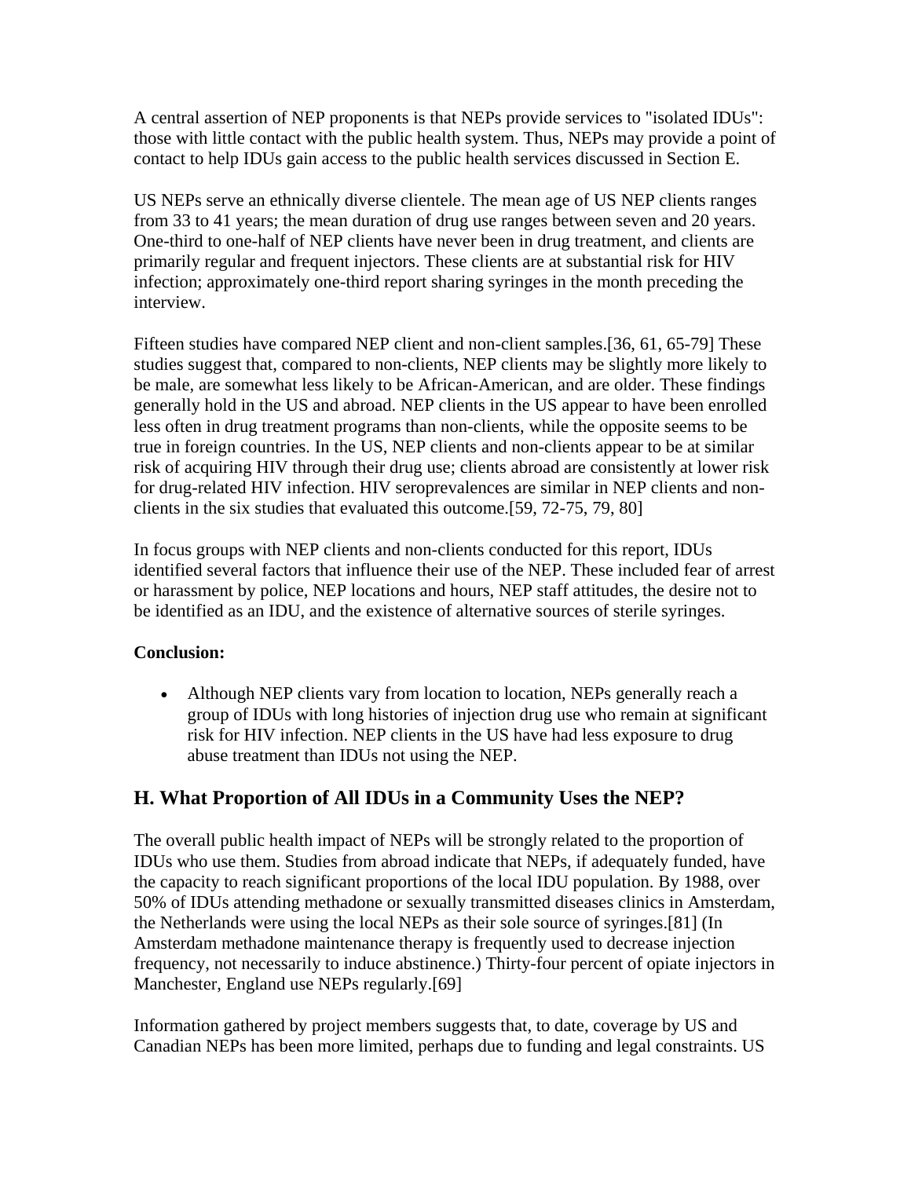A central assertion of NEP proponents is that NEPs provide services to "isolated IDUs": those with little contact with the public health system. Thus, NEPs may provide a point of contact to help IDUs gain access to the public health services discussed in Section E.

US NEPs serve an ethnically diverse clientele. The mean age of US NEP clients ranges from 33 to 41 years; the mean duration of drug use ranges between seven and 20 years. One-third to one-half of NEP clients have never been in drug treatment, and clients are primarily regular and frequent injectors. These clients are at substantial risk for HIV infection; approximately one-third report sharing syringes in the month preceding the interview.

Fifteen studies have compared NEP client and non-client samples.[36, 61, 65-79] These studies suggest that, compared to non-clients, NEP clients may be slightly more likely to be male, are somewhat less likely to be African-American, and are older. These findings generally hold in the US and abroad. NEP clients in the US appear to have been enrolled less often in drug treatment programs than non-clients, while the opposite seems to be true in foreign countries. In the US, NEP clients and non-clients appear to be at similar risk of acquiring HIV through their drug use; clients abroad are consistently at lower risk for drug-related HIV infection. HIV seroprevalences are similar in NEP clients and non-clients in the six studies that evaluated this outcome.[59, 72-75, 79, 80]

In focus groups with NEP clients and non-clients conducted for this report, IDUs identified several factors that influence their use of the NEP. These included fear of arrest or harassment by police, NEP locations and hours, NEP staff attitudes, the desire not to be identified as an IDU, and the existence of alternative sources of sterile syringes.

**Conclusion:**

- Although NEP clients vary from location to location, NEPs generally reach a group of IDUs with long histories of injection drug use who remain at significant risk for HIV infection. NEP clients in the US have had less exposure to drug abuse treatment than IDUs not using the NEP.

## H. What Proportion of All IDUs in a Community Uses the NEP?

The overall public health impact of NEPs will be strongly related to the proportion of IDUs who use them. Studies from abroad indicate that NEPs, if adequately funded, have the capacity to reach significant proportions of the local IDU population. By 1988, over 50% of IDUs attending methadone or sexually transmitted diseases clinics in Amsterdam, the Netherlands were using the local NEPs as their sole source of syringes.[81] (In Amsterdam methadone maintenance therapy is frequently used to decrease injection frequency, not necessarily to induce abstinence.) Thirty-four percent of opiate injectors in Manchester, England use NEPs regularly.[69]

Information gathered by project members suggests that, to date, coverage by US and Canadian NEPs has been more limited, perhaps due to funding and legal constraints. US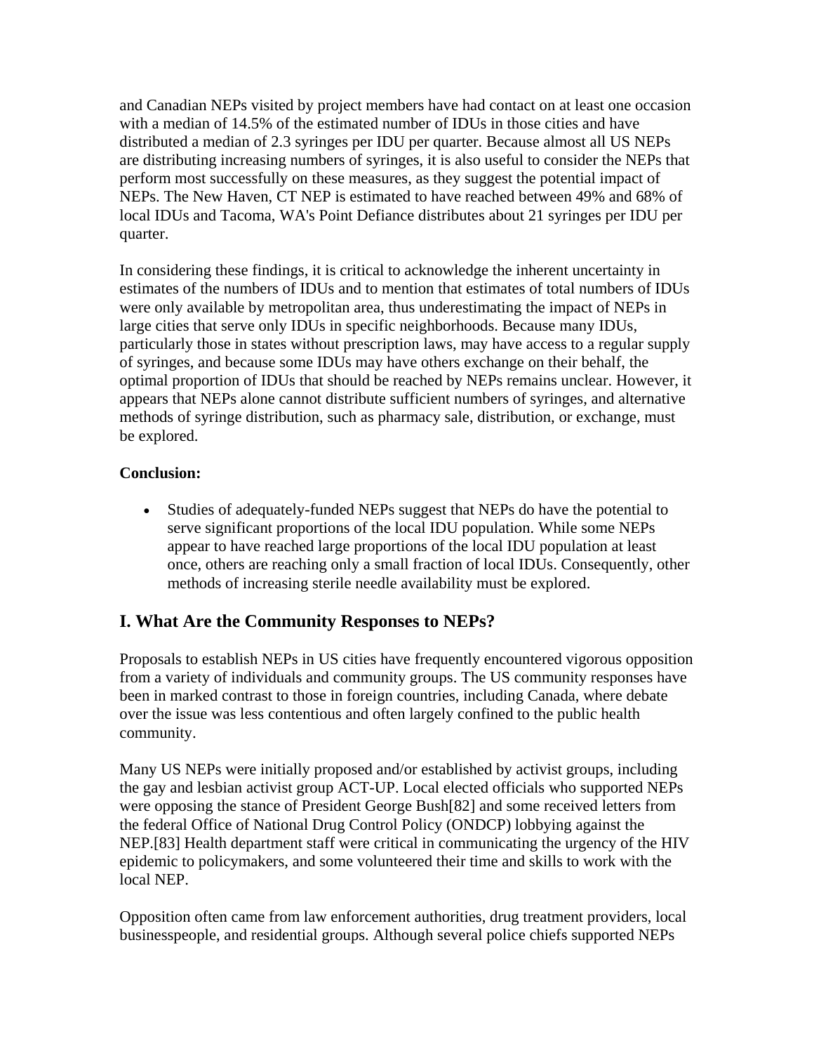and Canadian NEPs visited by project members have had contact on at least one occasion with a median of 14.5% of the estimated number of IDUs in those cities and have distributed a median of 2.3 syringes per IDU per quarter. Because almost all US NEPs are distributing increasing numbers of syringes, it is also useful to consider the NEPs that perform most successfully on these measures, as they suggest the potential impact of NEPs. The New Haven, CT NEP is estimated to have reached between 49% and 68% of local IDUs and Tacoma, WA's Point Defiance distributes about 21 syringes per IDU per quarter.

In considering these findings, it is critical to acknowledge the inherent uncertainty in estimates of the numbers of IDUs and to mention that estimates of total numbers of IDUs were only available by metropolitan area, thus underestimating the impact of NEPs in large cities that serve only IDUs in specific neighborhoods. Because many IDUs, particularly those in states without prescription laws, may have access to a regular supply of syringes, and because some IDUs may have others exchange on their behalf, the optimal proportion of IDUs that should be reached by NEPs remains unclear. However, it appears that NEPs alone cannot distribute sufficient numbers of syringes, and alternative methods of syringe distribution, such as pharmacy sale, distribution, or exchange, must be explored.

**Conclusion:**

- Studies of adequately-funded NEPs suggest that NEPs do have the potential to serve significant proportions of the local IDU population. While some NEPs appear to have reached large proportions of the local IDU population at least once, others are reaching only a small fraction of local IDUs. Consequently, other methods of increasing sterile needle availability must be explored.

## I. What Are the Community Responses to NEPs?

Proposals to establish NEPs in US cities have frequently encountered vigorous opposition from a variety of individuals and community groups. The US community responses have been in marked contrast to those in foreign countries, including Canada, where debate over the issue was less contentious and often largely confined to the public health community.

Many US NEPs were initially proposed and/or established by activist groups, including the gay and lesbian activist group ACT-UP. Local elected officials who supported NEPs were opposing the stance of President George Bush[82] and some received letters from the federal Office of National Drug Control Policy (ONDCP) lobbying against the NEP.[83] Health department staff were critical in communicating the urgency of the HIV epidemic to policymakers, and some volunteered their time and skills to work with the local NEP.

Opposition often came from law enforcement authorities, drug treatment providers, local businesspeople, and residential groups. Although several police chiefs supported NEPs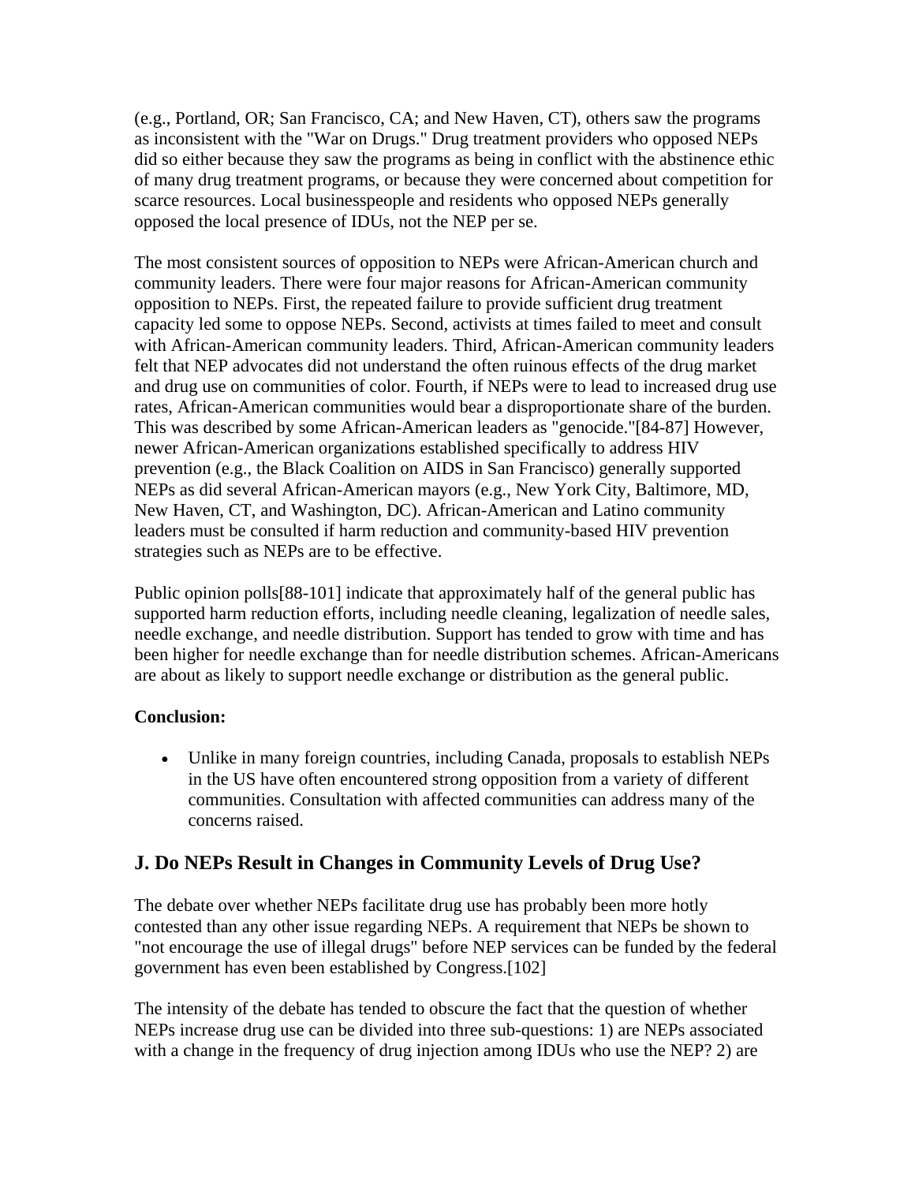(e.g., Portland, OR; San Francisco, CA; and New Haven, CT), others saw the programs as inconsistent with the "War on Drugs." Drug treatment providers who opposed NEPs did so either because they saw the programs as being in conflict with the abstinence ethic of many drug treatment programs, or because they were concerned about competition for scarce resources. Local businesspeople and residents who opposed NEPs generally opposed the local presence of IDUs, not the NEP per se.

The most consistent sources of opposition to NEPs were African-American church and community leaders. There were four major reasons for African-American community opposition to NEPs. First, the repeated failure to provide sufficient drug treatment capacity led some to oppose NEPs. Second, activists at times failed to meet and consult with African-American community leaders. Third, African-American community leaders felt that NEP advocates did not understand the often ruinous effects of the drug market and drug use on communities of color. Fourth, if NEPs were to lead to increased drug use rates, African-American communities would bear a disproportionate share of the burden. This was described by some African-American leaders as "genocide."[84-87] However, newer African-American organizations established specifically to address HIV prevention (e.g., the Black Coalition on AIDS in San Francisco) generally supported NEPs as did several African-American mayors (e.g., New York City, Baltimore, MD, New Haven, CT, and Washington, DC). African-American and Latino community leaders must be consulted if harm reduction and community-based HIV prevention strategies such as NEPs are to be effective.

Public opinion polls[88-101] indicate that approximately half of the general public has supported harm reduction efforts, including needle cleaning, legalization of needle sales, needle exchange, and needle distribution. Support has tended to grow with time and has been higher for needle exchange than for needle distribution schemes. African-Americans are about as likely to support needle exchange or distribution as the general public.

**Conclusion:**

- Unlike in many foreign countries, including Canada, proposals to establish NEPs in the US have often encountered strong opposition from a variety of different communities. Consultation with affected communities can address many of the concerns raised.

## J. Do NEPs Result in Changes in Community Levels of Drug Use?

The debate over whether NEPs facilitate drug use has probably been more hotly contested than any other issue regarding NEPs. A requirement that NEPs be shown to "not encourage the use of illegal drugs" before NEP services can be funded by the federal government has even been established by Congress.[102]

The intensity of the debate has tended to obscure the fact that the question of whether NEPs increase drug use can be divided into three sub-questions: 1) are NEPs associated with a change in the frequency of drug injection among IDUs who use the NEP? 2) are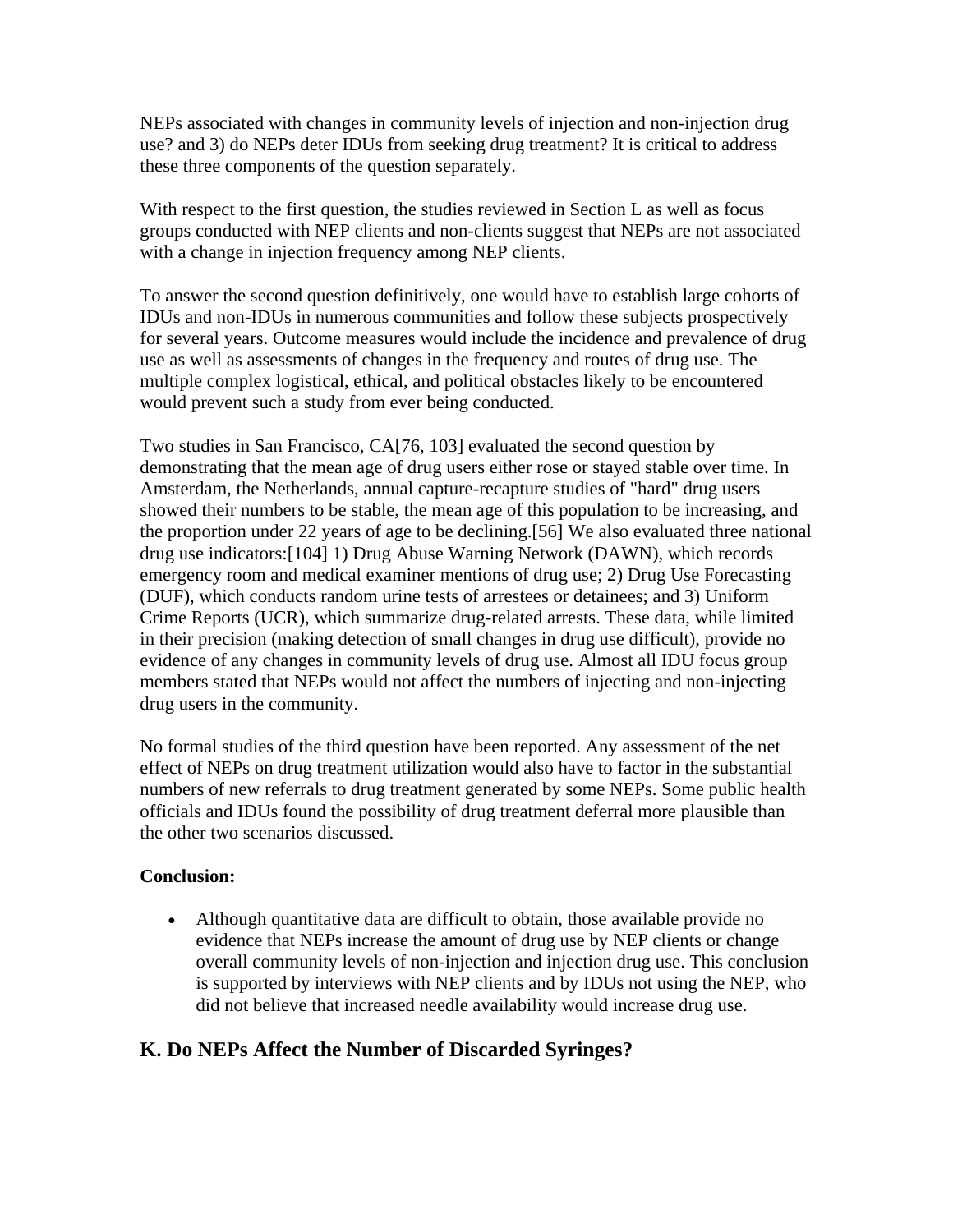NEPs associated with changes in community levels of injection and non-injection drug use? and 3) do NEPs deter IDUs from seeking drug treatment? It is critical to address these three components of the question separately.

With respect to the first question, the studies reviewed in Section L as well as focus groups conducted with NEP clients and non-clients suggest that NEPs are not associated with a change in injection frequency among NEP clients.

To answer the second question definitively, one would have to establish large cohorts of IDUs and non-IDUs in numerous communities and follow these subjects prospectively for several years. Outcome measures would include the incidence and prevalence of drug use as well as assessments of changes in the frequency and routes of drug use. The multiple complex logistical, ethical, and political obstacles likely to be encountered would prevent such a study from ever being conducted.

Two studies in San Francisco, CA[76, 103] evaluated the second question by demonstrating that the mean age of drug users either rose or stayed stable over time. In Amsterdam, the Netherlands, annual capture-recapture studies of "hard" drug users showed their numbers to be stable, the mean age of this population to be increasing, and the proportion under 22 years of age to be declining.[56] We also evaluated three national drug use indicators:[104] 1) Drug Abuse Warning Network (DAWN), which records emergency room and medical examiner mentions of drug use; 2) Drug Use Forecasting (DUF), which conducts random urine tests of arrestees or detainees; and 3) Uniform Crime Reports (UCR), which summarize drug-related arrests. These data, while limited in their precision (making detection of small changes in drug use difficult), provide no evidence of any changes in community levels of drug use. Almost all IDU focus group members stated that NEPs would not affect the numbers of injecting and non-injecting drug users in the community.

No formal studies of the third question have been reported. Any assessment of the net effect of NEPs on drug treatment utilization would also have to factor in the substantial numbers of new referrals to drug treatment generated by some NEPs. Some public health officials and IDUs found the possibility of drug treatment deferral more plausible than the other two scenarios discussed.

**Conclusion:**

- Although quantitative data are difficult to obtain, those available provide no evidence that NEPs increase the amount of drug use by NEP clients or change overall community levels of non-injection and injection drug use. This conclusion is supported by interviews with NEP clients and by IDUs not using the NEP, who did not believe that increased needle availability would increase drug use.

## K. Do NEPs Affect the Number of Discarded Syringes?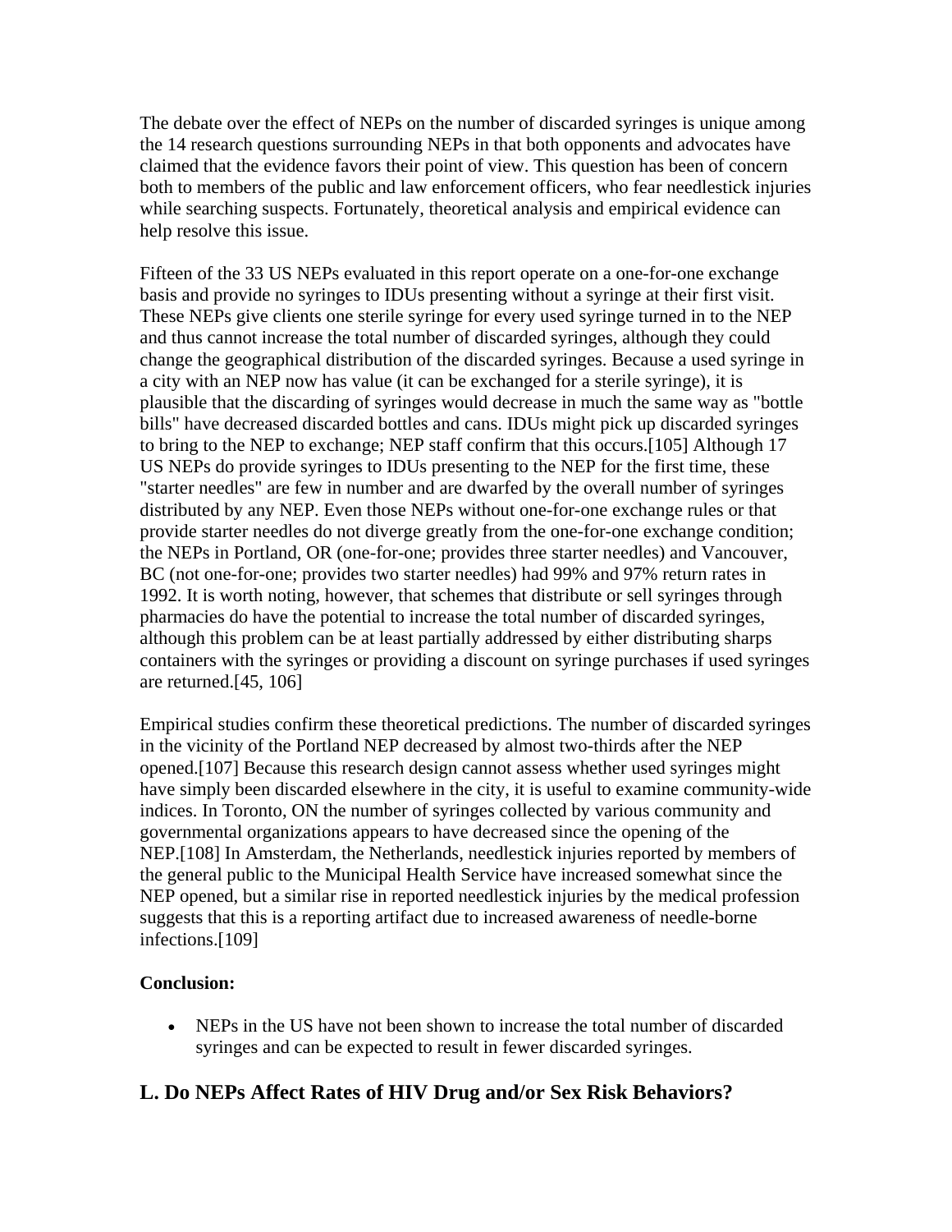The debate over the effect of NEPs on the number of discarded syringes is unique among the 14 research questions surrounding NEPs in that both opponents and advocates have claimed that the evidence favors their point of view. This question has been of concern both to members of the public and law enforcement officers, who fear needlestick injuries while searching suspects. Fortunately, theoretical analysis and empirical evidence can help resolve this issue.

Fifteen of the 33 US NEPs evaluated in this report operate on a one-for-one exchange basis and provide no syringes to IDUs presenting without a syringe at their first visit. These NEPs give clients one sterile syringe for every used syringe turned in to the NEP and thus cannot increase the total number of discarded syringes, although they could change the geographical distribution of the discarded syringes. Because a used syringe in a city with an NEP now has value (it can be exchanged for a sterile syringe), it is plausible that the discarding of syringes would decrease in much the same way as "bottle bills" have decreased discarded bottles and cans. IDUs might pick up discarded syringes to bring to the NEP to exchange; NEP staff confirm that this occurs.[105] Although 17 US NEPs do provide syringes to IDUs presenting to the NEP for the first time, these "starter needles" are few in number and are dwarfed by the overall number of syringes distributed by any NEP. Even those NEPs without one-for-one exchange rules or that provide starter needles do not diverge greatly from the one-for-one exchange condition; the NEPs in Portland, OR (one-for-one; provides three starter needles) and Vancouver, BC (not one-for-one; provides two starter needles) had 99% and 97% return rates in 1992. It is worth noting, however, that schemes that distribute or sell syringes through pharmacies do have the potential to increase the total number of discarded syringes, although this problem can be at least partially addressed by either distributing sharps containers with the syringes or providing a discount on syringe purchases if used syringes are returned.[45, 106]

Empirical studies confirm these theoretical predictions. The number of discarded syringes in the vicinity of the Portland NEP decreased by almost two-thirds after the NEP opened.[107] Because this research design cannot assess whether used syringes might have simply been discarded elsewhere in the city, it is useful to examine community-wide indices. In Toronto, ON the number of syringes collected by various community and governmental organizations appears to have decreased since the opening of the NEP.[108] In Amsterdam, the Netherlands, needlestick injuries reported by members of the general public to the Municipal Health Service have increased somewhat since the NEP opened, but a similar rise in reported needlestick injuries by the medical profession suggests that this is a reporting artifact due to increased awareness of needle-borne infections.[109]

**Conclusion:**

- NEPs in the US have not been shown to increase the total number of discarded syringes and can be expected to result in fewer discarded syringes.

## L. Do NEPs Affect Rates of HIV Drug and/or Sex Risk Behaviors?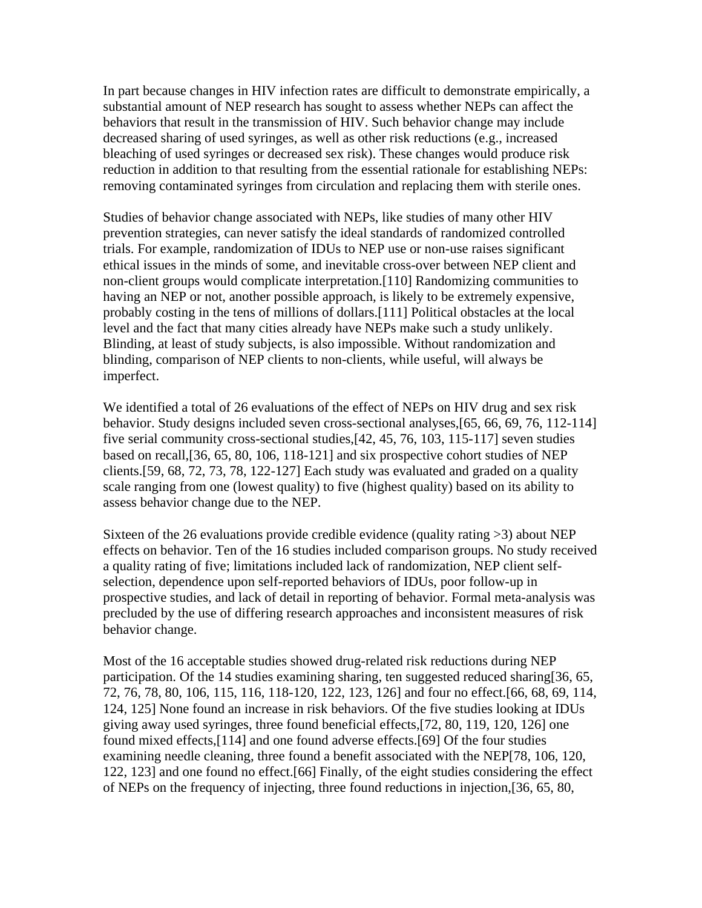In part because changes in HIV infection rates are difficult to demonstrate empirically, a substantial amount of NEP research has sought to assess whether NEPs can affect the behaviors that result in the transmission of HIV. Such behavior change may include decreased sharing of used syringes, as well as other risk reductions (e.g., increased bleaching of used syringes or decreased sex risk). These changes would produce risk reduction in addition to that resulting from the essential rationale for establishing NEPs: removing contaminated syringes from circulation and replacing them with sterile ones.

Studies of behavior change associated with NEPs, like studies of many other HIV prevention strategies, can never satisfy the ideal standards of randomized controlled trials. For example, randomization of IDUs to NEP use or non-use raises significant ethical issues in the minds of some, and inevitable cross-over between NEP client and non-client groups would complicate interpretation.[110] Randomizing communities to having an NEP or not, another possible approach, is likely to be extremely expensive, probably costing in the tens of millions of dollars.[111] Political obstacles at the local level and the fact that many cities already have NEPs make such a study unlikely. Blinding, at least of study subjects, is also impossible. Without randomization and blinding, comparison of NEP clients to non-clients, while useful, will always be imperfect.

We identified a total of 26 evaluations of the effect of NEPs on HIV drug and sex risk behavior. Study designs included seven cross-sectional analyses,[65, 66, 69, 76, 112-114] five serial community cross-sectional studies,[42, 45, 76, 103, 115-117] seven studies based on recall,[36, 65, 80, 106, 118-121] and six prospective cohort studies of NEP clients.[59, 68, 72, 73, 78, 122-127] Each study was evaluated and graded on a quality scale ranging from one (lowest quality) to five (highest quality) based on its ability to assess behavior change due to the NEP.

Sixteen of the 26 evaluations provide credible evidence (quality rating >3) about NEP effects on behavior. Ten of the 16 studies included comparison groups. No study received a quality rating of five; limitations included lack of randomization, NEP client self-selection, dependence upon self-reported behaviors of IDUs, poor follow-up in prospective studies, and lack of detail in reporting of behavior. Formal meta-analysis was precluded by the use of differing research approaches and inconsistent measures of risk behavior change.

Most of the 16 acceptable studies showed drug-related risk reductions during NEP participation. Of the 14 studies examining sharing, ten suggested reduced sharing[36, 65, 72, 76, 78, 80, 106, 115, 116, 118-120, 122, 123, 126] and four no effect.[66, 68, 69, 114, 124, 125] None found an increase in risk behaviors. Of the five studies looking at IDUs giving away used syringes, three found beneficial effects,[72, 80, 119, 120, 126] one found mixed effects,[114] and one found adverse effects.[69] Of the four studies examining needle cleaning, three found a benefit associated with the NEP[78, 106, 120, 122, 123] and one found no effect.[66] Finally, of the eight studies considering the effect of NEPs on the frequency of injecting, three found reductions in injection,[36, 65, 80,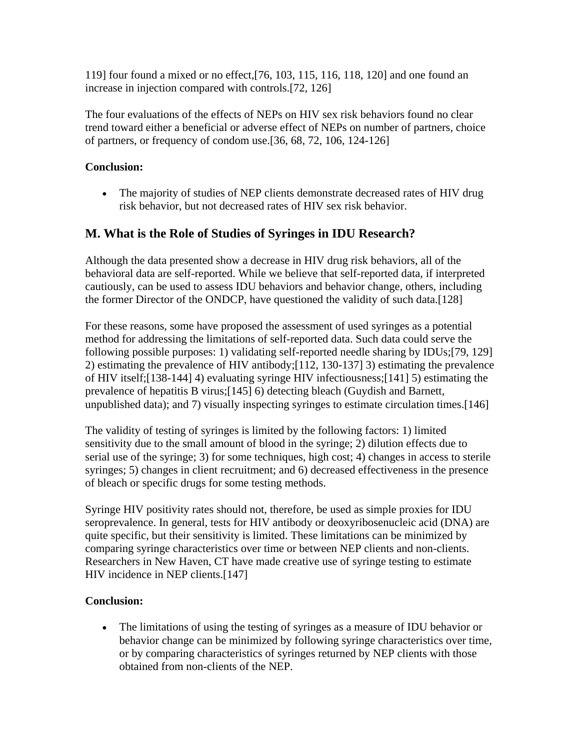119] four found a mixed or no effect,[76, 103, 115, 116, 118, 120] and one found an increase in injection compared with controls.[72, 126]

The four evaluations of the effects of NEPs on HIV sex risk behaviors found no clear trend toward either a beneficial or adverse effect of NEPs on number of partners, choice of partners, or frequency of condom use.[36, 68, 72, 106, 124-126]

**Conclusion:**

- The majority of studies of NEP clients demonstrate decreased rates of HIV drug risk behavior, but not decreased rates of HIV sex risk behavior.

## M. What is the Role of Studies of Syringes in IDU Research?

Although the data presented show a decrease in HIV drug risk behaviors, all of the behavioral data are self-reported. While we believe that self-reported data, if interpreted cautiously, can be used to assess IDU behaviors and behavior change, others, including the former Director of the ONDCP, have questioned the validity of such data.[128]

For these reasons, some have proposed the assessment of used syringes as a potential method for addressing the limitations of self-reported data. Such data could serve the following possible purposes: 1) validating self-reported needle sharing by IDUs;[79, 129] 2) estimating the prevalence of HIV antibody;[112, 130-137] 3) estimating the prevalence of HIV itself;[138-144] 4) evaluating syringe HIV infectiousness;[141] 5) estimating the prevalence of hepatitis B virus;[145] 6) detecting bleach (Guydish and Barnett, unpublished data); and 7) visually inspecting syringes to estimate circulation times.[146]

The validity of testing of syringes is limited by the following factors: 1) limited sensitivity due to the small amount of blood in the syringe; 2) dilution effects due to serial use of the syringe; 3) for some techniques, high cost; 4) changes in access to sterile syringes; 5) changes in client recruitment; and 6) decreased effectiveness in the presence of bleach or specific drugs for some testing methods.

Syringe HIV positivity rates should not, therefore, be used as simple proxies for IDU seroprevalence. In general, tests for HIV antibody or deoxyribosenucleic acid (DNA) are quite specific, but their sensitivity is limited. These limitations can be minimized by comparing syringe characteristics over time or between NEP clients and non-clients. Researchers in New Haven, CT have made creative use of syringe testing to estimate HIV incidence in NEP clients.[147]

**Conclusion:**

- The limitations of using the testing of syringes as a measure of IDU behavior or behavior change can be minimized by following syringe characteristics over time, or by comparing characteristics of syringes returned by NEP clients with those obtained from non-clients of the NEP.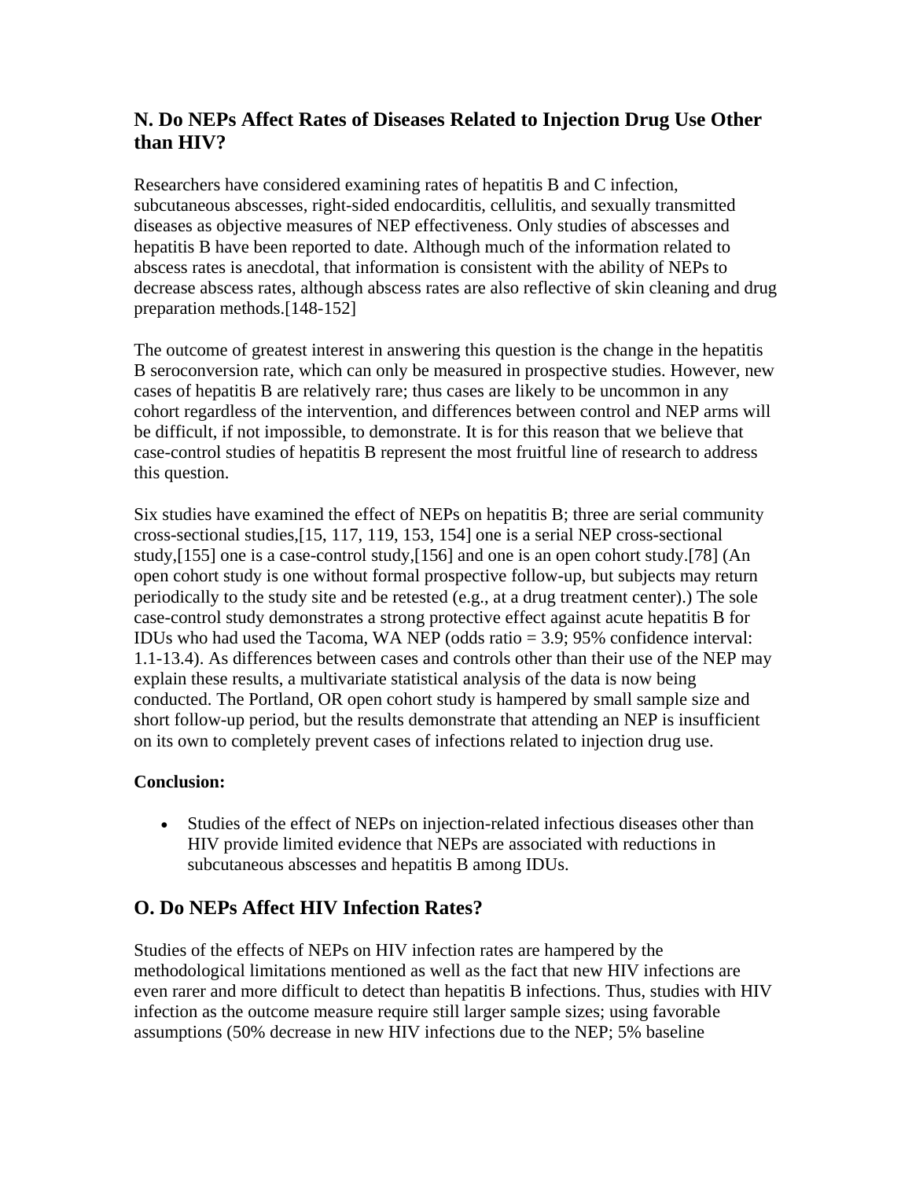## N. Do NEPs Affect Rates of Diseases Related to Injection Drug Use Other than HIV?

Researchers have considered examining rates of hepatitis B and C infection, subcutaneous abscesses, right-sided endocarditis, cellulitis, and sexually transmitted diseases as objective measures of NEP effectiveness. Only studies of abscesses and hepatitis B have been reported to date. Although much of the information related to abscess rates is anecdotal, that information is consistent with the ability of NEPs to decrease abscess rates, although abscess rates are also reflective of skin cleaning and drug preparation methods.[148-152]

The outcome of greatest interest in answering this question is the change in the hepatitis B seroconversion rate, which can only be measured in prospective studies. However, new cases of hepatitis B are relatively rare; thus cases are likely to be uncommon in any cohort regardless of the intervention, and differences between control and NEP arms will be difficult, if not impossible, to demonstrate. It is for this reason that we believe that case-control studies of hepatitis B represent the most fruitful line of research to address this question.

Six studies have examined the effect of NEPs on hepatitis B; three are serial community cross-sectional studies,[15, 117, 119, 153, 154] one is a serial NEP cross-sectional study,[155] one is a case-control study,[156] and one is an open cohort study.[78] (An open cohort study is one without formal prospective follow-up, but subjects may return periodically to the study site and be retested (e.g., at a drug treatment center).) The sole case-control study demonstrates a strong protective effect against acute hepatitis B for IDUs who had used the Tacoma, WA NEP (odds ratio = 3.9; 95% confidence interval: 1.1-13.4). As differences between cases and controls other than their use of the NEP may explain these results, a multivariate statistical analysis of the data is now being conducted. The Portland, OR open cohort study is hampered by small sample size and short follow-up period, but the results demonstrate that attending an NEP is insufficient on its own to completely prevent cases of infections related to injection drug use.

**Conclusion:**

- Studies of the effect of NEPs on injection-related infectious diseases other than HIV provide limited evidence that NEPs are associated with reductions in subcutaneous abscesses and hepatitis B among IDUs.

## O. Do NEPs Affect HIV Infection Rates?

Studies of the effects of NEPs on HIV infection rates are hampered by the methodological limitations mentioned as well as the fact that new HIV infections are even rarer and more difficult to detect than hepatitis B infections. Thus, studies with HIV infection as the outcome measure require still larger sample sizes; using favorable assumptions (50% decrease in new HIV infections due to the NEP; 5% baseline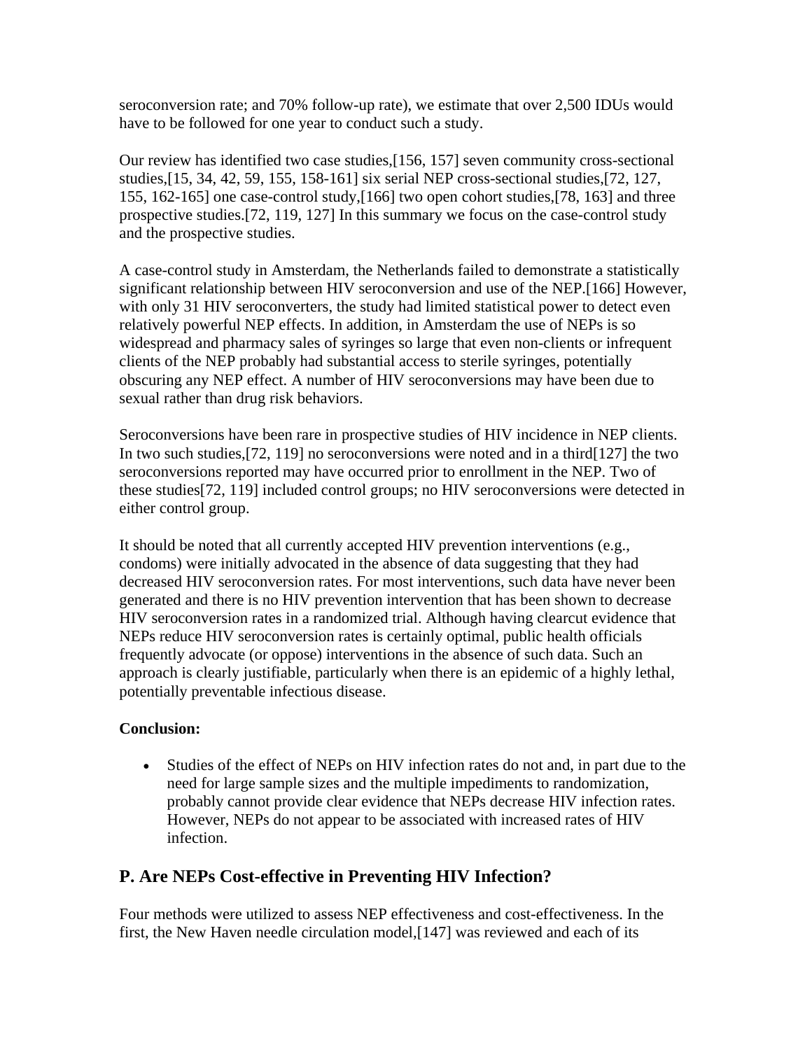seroconversion rate; and 70% follow-up rate), we estimate that over 2,500 IDUs would have to be followed for one year to conduct such a study.

Our review has identified two case studies,[156, 157] seven community cross-sectional studies,[15, 34, 42, 59, 155, 158-161] six serial NEP cross-sectional studies,[72, 127, 155, 162-165] one case-control study,[166] two open cohort studies,[78, 163] and three prospective studies.[72, 119, 127] In this summary we focus on the case-control study and the prospective studies.

A case-control study in Amsterdam, the Netherlands failed to demonstrate a statistically significant relationship between HIV seroconversion and use of the NEP.[166] However, with only 31 HIV seroconverters, the study had limited statistical power to detect even relatively powerful NEP effects. In addition, in Amsterdam the use of NEPs is so widespread and pharmacy sales of syringes so large that even non-clients or infrequent clients of the NEP probably had substantial access to sterile syringes, potentially obscuring any NEP effect. A number of HIV seroconversions may have been due to sexual rather than drug risk behaviors.

Seroconversions have been rare in prospective studies of HIV incidence in NEP clients. In two such studies,[72, 119] no seroconversions were noted and in a third[127] the two seroconversions reported may have occurred prior to enrollment in the NEP. Two of these studies[72, 119] included control groups; no HIV seroconversions were detected in either control group.

It should be noted that all currently accepted HIV prevention interventions (e.g., condoms) were initially advocated in the absence of data suggesting that they had decreased HIV seroconversion rates. For most interventions, such data have never been generated and there is no HIV prevention intervention that has been shown to decrease HIV seroconversion rates in a randomized trial. Although having clearcut evidence that NEPs reduce HIV seroconversion rates is certainly optimal, public health officials frequently advocate (or oppose) interventions in the absence of such data. Such an approach is clearly justifiable, particularly when there is an epidemic of a highly lethal, potentially preventable infectious disease.

**Conclusion:**

- Studies of the effect of NEPs on HIV infection rates do not and, in part due to the need for large sample sizes and the multiple impediments to randomization, probably cannot provide clear evidence that NEPs decrease HIV infection rates. However, NEPs do not appear to be associated with increased rates of HIV infection.

## P. Are NEPs Cost-effective in Preventing HIV Infection?

Four methods were utilized to assess NEP effectiveness and cost-effectiveness. In the first, the New Haven needle circulation model,[147] was reviewed and each of its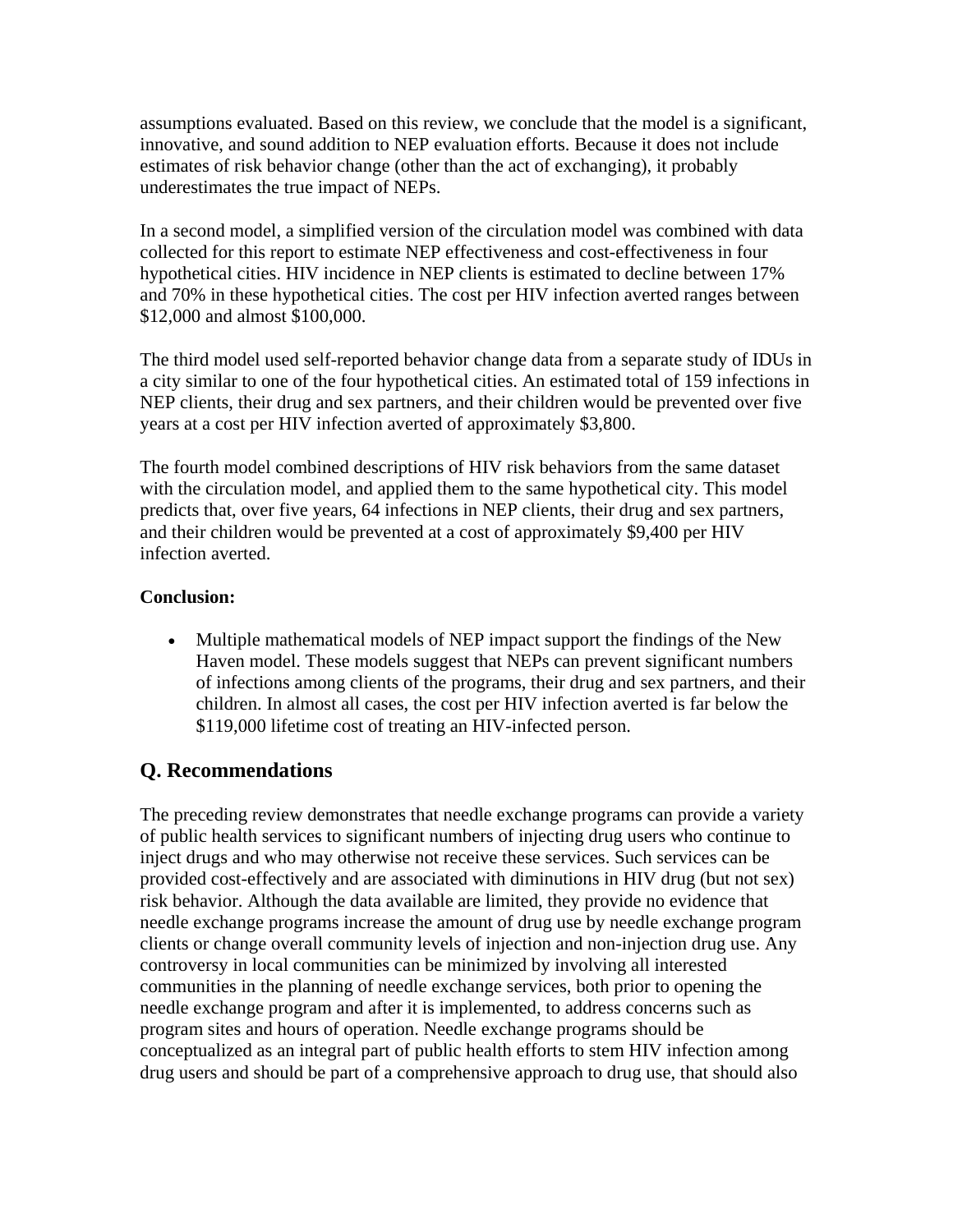assumptions evaluated. Based on this review, we conclude that the model is a significant, innovative, and sound addition to NEP evaluation efforts. Because it does not include estimates of risk behavior change (other than the act of exchanging), it probably underestimates the true impact of NEPs.

In a second model, a simplified version of the circulation model was combined with data collected for this report to estimate NEP effectiveness and cost-effectiveness in four hypothetical cities. HIV incidence in NEP clients is estimated to decline between 17% and 70% in these hypothetical cities. The cost per HIV infection averted ranges between $12,000 and almost $100,000.

The third model used self-reported behavior change data from a separate study of IDUs in a city similar to one of the four hypothetical cities. An estimated total of 159 infections in NEP clients, their drug and sex partners, and their children would be prevented over five years at a cost per HIV infection averted of approximately $3,800.

The fourth model combined descriptions of HIV risk behaviors from the same dataset with the circulation model, and applied them to the same hypothetical city. This model predicts that, over five years, 64 infections in NEP clients, their drug and sex partners, and their children would be prevented at a cost of approximately $9,400 per HIV infection averted.

**Conclusion:**

- Multiple mathematical models of NEP impact support the findings of the New Haven model. These models suggest that NEPs can prevent significant numbers of infections among clients of the programs, their drug and sex partners, and their children. In almost all cases, the cost per HIV infection averted is far below the $119,000 lifetime cost of treating an HIV-infected person.

## Q. Recommendations

The preceding review demonstrates that needle exchange programs can provide a variety of public health services to significant numbers of injecting drug users who continue to inject drugs and who may otherwise not receive these services. Such services can be provided cost-effectively and are associated with diminutions in HIV drug (but not sex) risk behavior. Although the data available are limited, they provide no evidence that needle exchange programs increase the amount of drug use by needle exchange program clients or change overall community levels of injection and non-injection drug use. Any controversy in local communities can be minimized by involving all interested communities in the planning of needle exchange services, both prior to opening the needle exchange program and after it is implemented, to address concerns such as program sites and hours of operation. Needle exchange programs should be conceptualized as an integral part of public health efforts to stem HIV infection among drug users and should be part of a comprehensive approach to drug use, that should also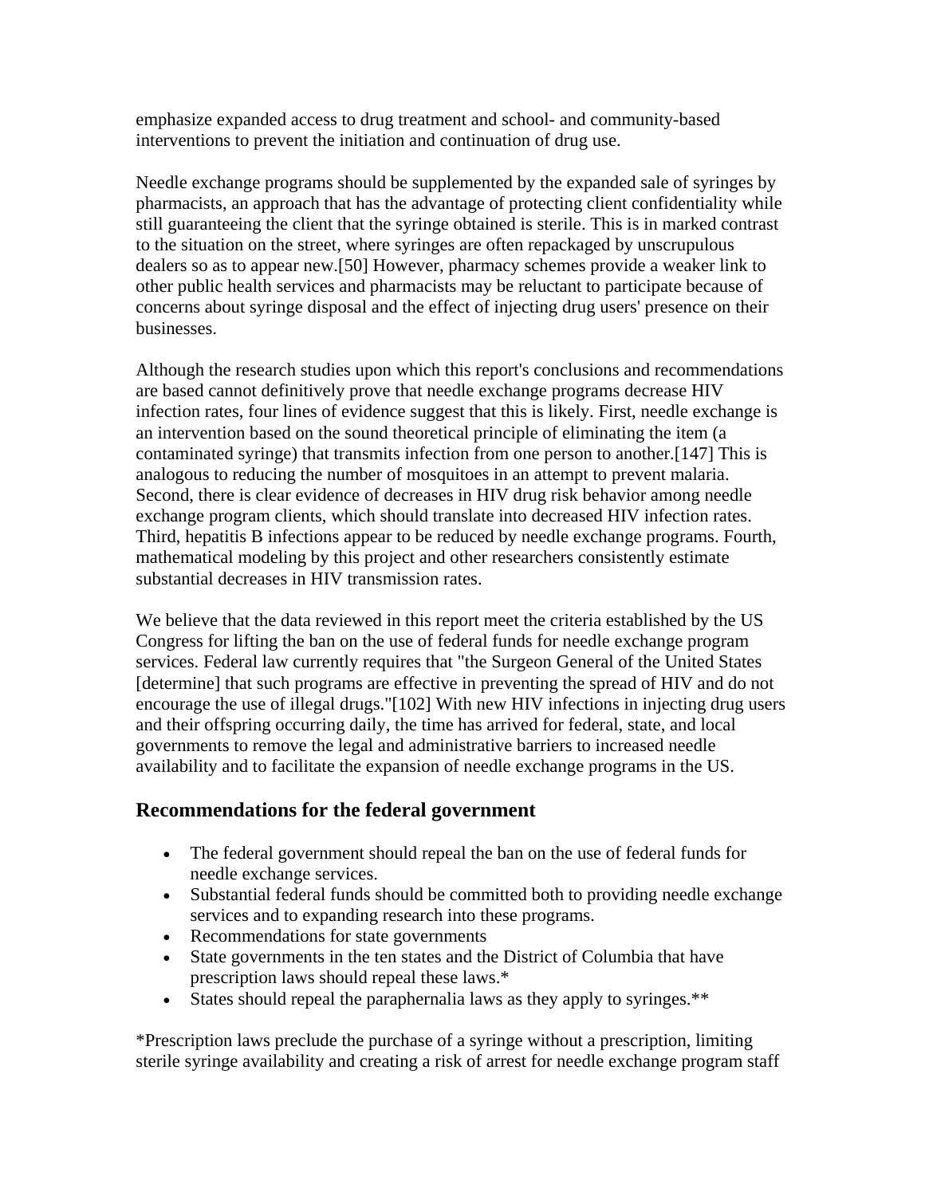emphasize expanded access to drug treatment and school- and community-based interventions to prevent the initiation and continuation of drug use.

Needle exchange programs should be supplemented by the expanded sale of syringes by pharmacists, an approach that has the advantage of protecting client confidentiality while still guaranteeing the client that the syringe obtained is sterile. This is in marked contrast to the situation on the street, where syringes are often repackaged by unscrupulous dealers so as to appear new.[50] However, pharmacy schemes provide a weaker link to other public health services and pharmacists may be reluctant to participate because of concerns about syringe disposal and the effect of injecting drug users' presence on their businesses.

Although the research studies upon which this report's conclusions and recommendations are based cannot definitively prove that needle exchange programs decrease HIV infection rates, four lines of evidence suggest that this is likely. First, needle exchange is an intervention based on the sound theoretical principle of eliminating the item (a contaminated syringe) that transmits infection from one person to another.[147] This is analogous to reducing the number of mosquitoes in an attempt to prevent malaria. Second, there is clear evidence of decreases in HIV drug risk behavior among needle exchange program clients, which should translate into decreased HIV infection rates. Third, hepatitis B infections appear to be reduced by needle exchange programs. Fourth, mathematical modeling by this project and other researchers consistently estimate substantial decreases in HIV transmission rates.

We believe that the data reviewed in this report meet the criteria established by the US Congress for lifting the ban on the use of federal funds for needle exchange program services. Federal law currently requires that "the Surgeon General of the United States [determine] that such programs are effective in preventing the spread of HIV and do not encourage the use of illegal drugs."[102] With new HIV infections in injecting drug users and their offspring occurring daily, the time has arrived for federal, state, and local governments to remove the legal and administrative barriers to increased needle availability and to facilitate the expansion of needle exchange programs in the US.

## Recommendations for the federal government

- The federal government should repeal the ban on the use of federal funds for needle exchange services.
- Substantial federal funds should be committed both to providing needle exchange services and to expanding research into these programs.
- Recommendations for state governments
- State governments in the ten states and the District of Columbia that have prescription laws should repeal these laws.*
- States should repeal the paraphernalia laws as they apply to syringes.**

*Prescription laws preclude the purchase of a syringe without a prescription, limiting sterile syringe availability and creating a risk of arrest for needle exchange program staff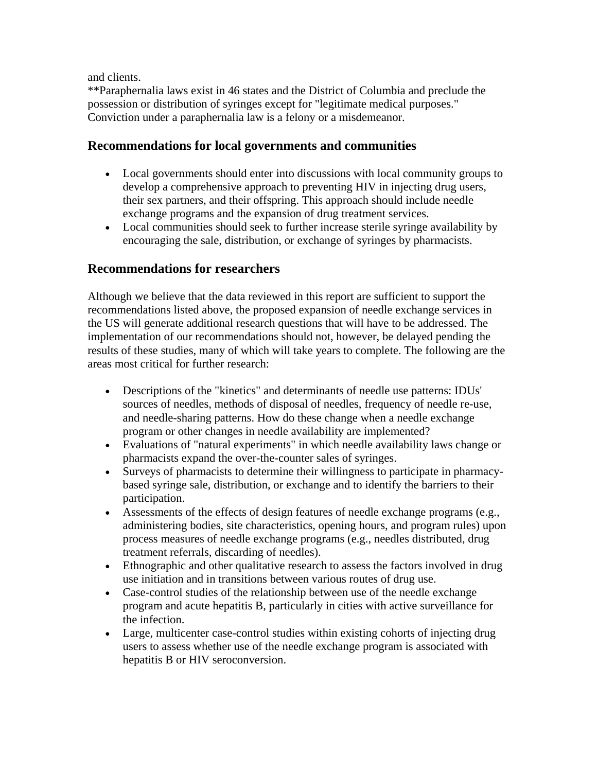and clients.

**Paraphernalia laws exist in 46 states and the District of Columbia and preclude the possession or distribution of syringes except for "legitimate medical purposes." Conviction under a paraphernalia law is a felony or a misdemeanor.

## Recommendations for local governments and communities

- Local governments should enter into discussions with local community groups to develop a comprehensive approach to preventing HIV in injecting drug users, their sex partners, and their offspring. This approach should include needle exchange programs and the expansion of drug treatment services.
- Local communities should seek to further increase sterile syringe availability by encouraging the sale, distribution, or exchange of syringes by pharmacists.

## Recommendations for researchers

Although we believe that the data reviewed in this report are sufficient to support the recommendations listed above, the proposed expansion of needle exchange services in the US will generate additional research questions that will have to be addressed. The implementation of our recommendations should not, however, be delayed pending the results of these studies, many of which will take years to complete. The following are the areas most critical for further research:

- Descriptions of the "kinetics" and determinants of needle use patterns: IDUs' sources of needles, methods of disposal of needles, frequency of needle re-use, and needle-sharing patterns. How do these change when a needle exchange program or other changes in needle availability are implemented?
- Evaluations of "natural experiments" in which needle availability laws change or pharmacists expand the over-the-counter sales of syringes.
- Surveys of pharmacists to determine their willingness to participate in pharmacy-based syringe sale, distribution, or exchange and to identify the barriers to their participation.
- Assessments of the effects of design features of needle exchange programs (e.g., administering bodies, site characteristics, opening hours, and program rules) upon process measures of needle exchange programs (e.g., needles distributed, drug treatment referrals, discarding of needles).
- Ethnographic and other qualitative research to assess the factors involved in drug use initiation and in transitions between various routes of drug use.
- Case-control studies of the relationship between use of the needle exchange program and acute hepatitis B, particularly in cities with active surveillance for the infection.
- Large, multicenter case-control studies within existing cohorts of injecting drug users to assess whether use of the needle exchange program is associated with hepatitis B or HIV seroconversion.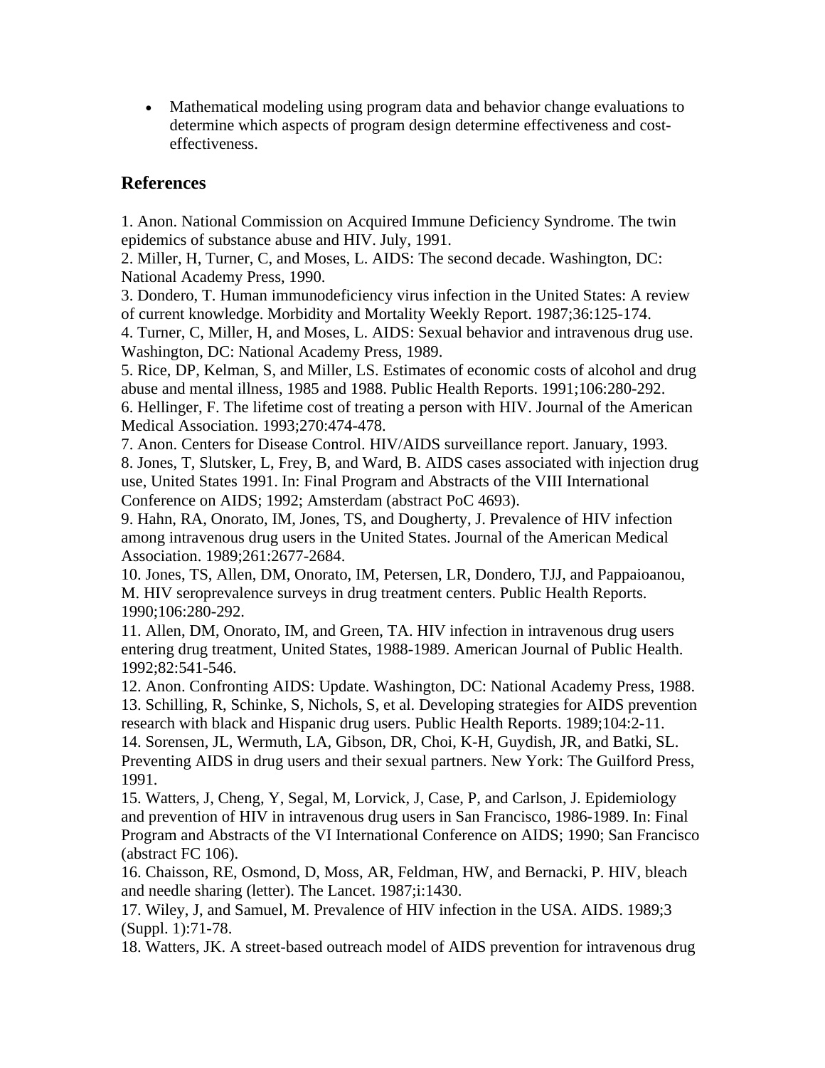- Mathematical modeling using program data and behavior change evaluations to determine which aspects of program design determine effectiveness and cost-effectiveness.

## References

1. Anon. National Commission on Acquired Immune Deficiency Syndrome. The twin epidemics of substance abuse and HIV. July, 1991.
2. Miller, H, Turner, C, and Moses, L. AIDS: The second decade. Washington, DC: National Academy Press, 1990.
3. Dondero, T. Human immunodeficiency virus infection in the United States: A review of current knowledge. Morbidity and Mortality Weekly Report. 1987;36:125-174.
4. Turner, C, Miller, H, and Moses, L. AIDS: Sexual behavior and intravenous drug use. Washington, DC: National Academy Press, 1989.
5. Rice, DP, Kelman, S, and Miller, LS. Estimates of economic costs of alcohol and drug abuse and mental illness, 1985 and 1988. Public Health Reports. 1991;106:280-292.
6. Hellinger, F. The lifetime cost of treating a person with HIV. Journal of the American Medical Association. 1993;270:474-478.
7. Anon. Centers for Disease Control. HIV/AIDS surveillance report. January, 1993.
8. Jones, T, Slutsker, L, Frey, B, and Ward, B. AIDS cases associated with injection drug use, United States 1991. In: Final Program and Abstracts of the VIII International Conference on AIDS; 1992; Amsterdam (abstract PoC 4693).
9. Hahn, RA, Onorato, IM, Jones, TS, and Dougherty, J. Prevalence of HIV infection among intravenous drug users in the United States. Journal of the American Medical Association. 1989;261:2677-2684.
10. Jones, TS, Allen, DM, Onorato, IM, Petersen, LR, Dondero, TJJ, and Pappaioanou, M. HIV seroprevalence surveys in drug treatment centers. Public Health Reports. 1990;106:280-292.
11. Allen, DM, Onorato, IM, and Green, TA. HIV infection in intravenous drug users entering drug treatment, United States, 1988-1989. American Journal of Public Health. 1992;82:541-546.
12. Anon. Confronting AIDS: Update. Washington, DC: National Academy Press, 1988.
13. Schilling, R, Schinke, S, Nichols, S, et al. Developing strategies for AIDS prevention research with black and Hispanic drug users. Public Health Reports. 1989;104:2-11.
14. Sorensen, JL, Wermuth, LA, Gibson, DR, Choi, K-H, Guydish, JR, and Batki, SL. Preventing AIDS in drug users and their sexual partners. New York: The Guilford Press, 1991.
15. Watters, J, Cheng, Y, Segal, M, Lorvick, J, Case, P, and Carlson, J. Epidemiology and prevention of HIV in intravenous drug users in San Francisco, 1986-1989. In: Final Program and Abstracts of the VI International Conference on AIDS; 1990; San Francisco (abstract FC 106).
16. Chaisson, RE, Osmond, D, Moss, AR, Feldman, HW, and Bernacki, P. HIV, bleach and needle sharing (letter). The Lancet. 1987;i:1430.
17. Wiley, J, and Samuel, M. Prevalence of HIV infection in the USA. AIDS. 1989;3 (Suppl. 1):71-78.
18. Watters, JK. A street-based outreach model of AIDS prevention for intravenous drug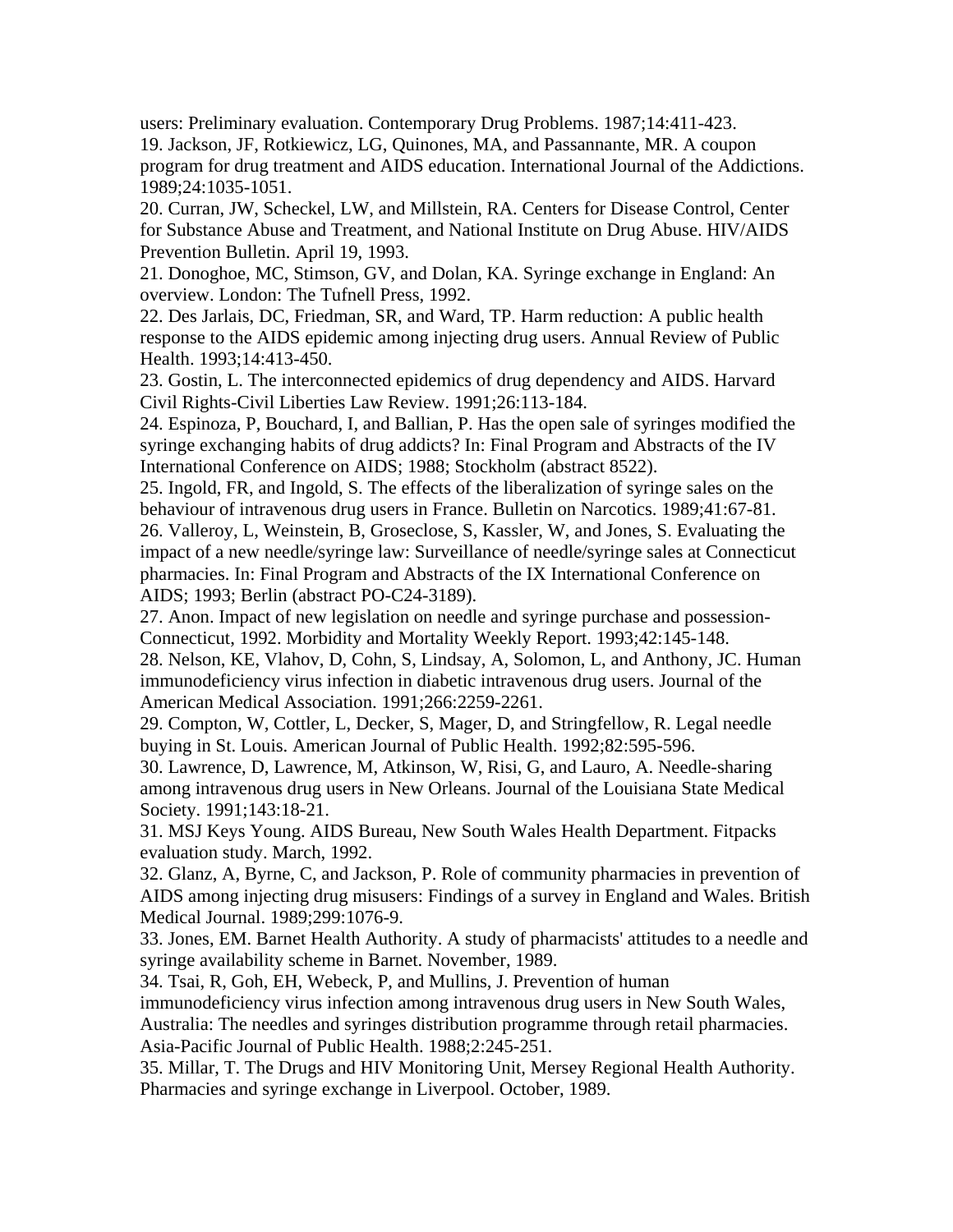users: Preliminary evaluation. Contemporary Drug Problems. 1987;14:411-423.

19. Jackson, JF, Rotkiewicz, LG, Quinones, MA, and Passannante, MR. A coupon program for drug treatment and AIDS education. International Journal of the Addictions. 1989;24:1035-1051.

20. Curran, JW, Scheckel, LW, and Millstein, RA. Centers for Disease Control, Center for Substance Abuse and Treatment, and National Institute on Drug Abuse. HIV/AIDS Prevention Bulletin. April 19, 1993.

21. Donoghoe, MC, Stimson, GV, and Dolan, KA. Syringe exchange in England: An overview. London: The Tufnell Press, 1992.

22. Des Jarlais, DC, Friedman, SR, and Ward, TP. Harm reduction: A public health response to the AIDS epidemic among injecting drug users. Annual Review of Public Health. 1993;14:413-450.

23. Gostin, L. The interconnected epidemics of drug dependency and AIDS. Harvard Civil Rights-Civil Liberties Law Review. 1991;26:113-184.

24. Espinoza, P, Bouchard, I, and Ballian, P. Has the open sale of syringes modified the syringe exchanging habits of drug addicts? In: Final Program and Abstracts of the IV International Conference on AIDS; 1988; Stockholm (abstract 8522).

25. Ingold, FR, and Ingold, S. The effects of the liberalization of syringe sales on the behaviour of intravenous drug users in France. Bulletin on Narcotics. 1989;41:67-81.

26. Valleroy, L, Weinstein, B, Groseclose, S, Kassler, W, and Jones, S. Evaluating the impact of a new needle/syringe law: Surveillance of needle/syringe sales at Connecticut pharmacies. In: Final Program and Abstracts of the IX International Conference on AIDS; 1993; Berlin (abstract PO-C24-3189).

27. Anon. Impact of new legislation on needle and syringe purchase and possession-Connecticut, 1992. Morbidity and Mortality Weekly Report. 1993;42:145-148.

28. Nelson, KE, Vlahov, D, Cohn, S, Lindsay, A, Solomon, L, and Anthony, JC. Human immunodeficiency virus infection in diabetic intravenous drug users. Journal of the American Medical Association. 1991;266:2259-2261.

29. Compton, W, Cottler, L, Decker, S, Mager, D, and Stringfellow, R. Legal needle buying in St. Louis. American Journal of Public Health. 1992;82:595-596.

30. Lawrence, D, Lawrence, M, Atkinson, W, Risi, G, and Lauro, A. Needle-sharing among intravenous drug users in New Orleans. Journal of the Louisiana State Medical Society. 1991;143:18-21.

31. MSJ Keys Young. AIDS Bureau, New South Wales Health Department. Fitpacks evaluation study. March, 1992.

32. Glanz, A, Byrne, C, and Jackson, P. Role of community pharmacies in prevention of AIDS among injecting drug misusers: Findings of a survey in England and Wales. British Medical Journal. 1989;299:1076-9.

33. Jones, EM. Barnet Health Authority. A study of pharmacists' attitudes to a needle and syringe availability scheme in Barnet. November, 1989.

34. Tsai, R, Goh, EH, Webeck, P, and Mullins, J. Prevention of human immunodeficiency virus infection among intravenous drug users in New South Wales, Australia: The needles and syringes distribution programme through retail pharmacies. Asia-Pacific Journal of Public Health. 1988;2:245-251.

35. Millar, T. The Drugs and HIV Monitoring Unit, Mersey Regional Health Authority. Pharmacies and syringe exchange in Liverpool. October, 1989.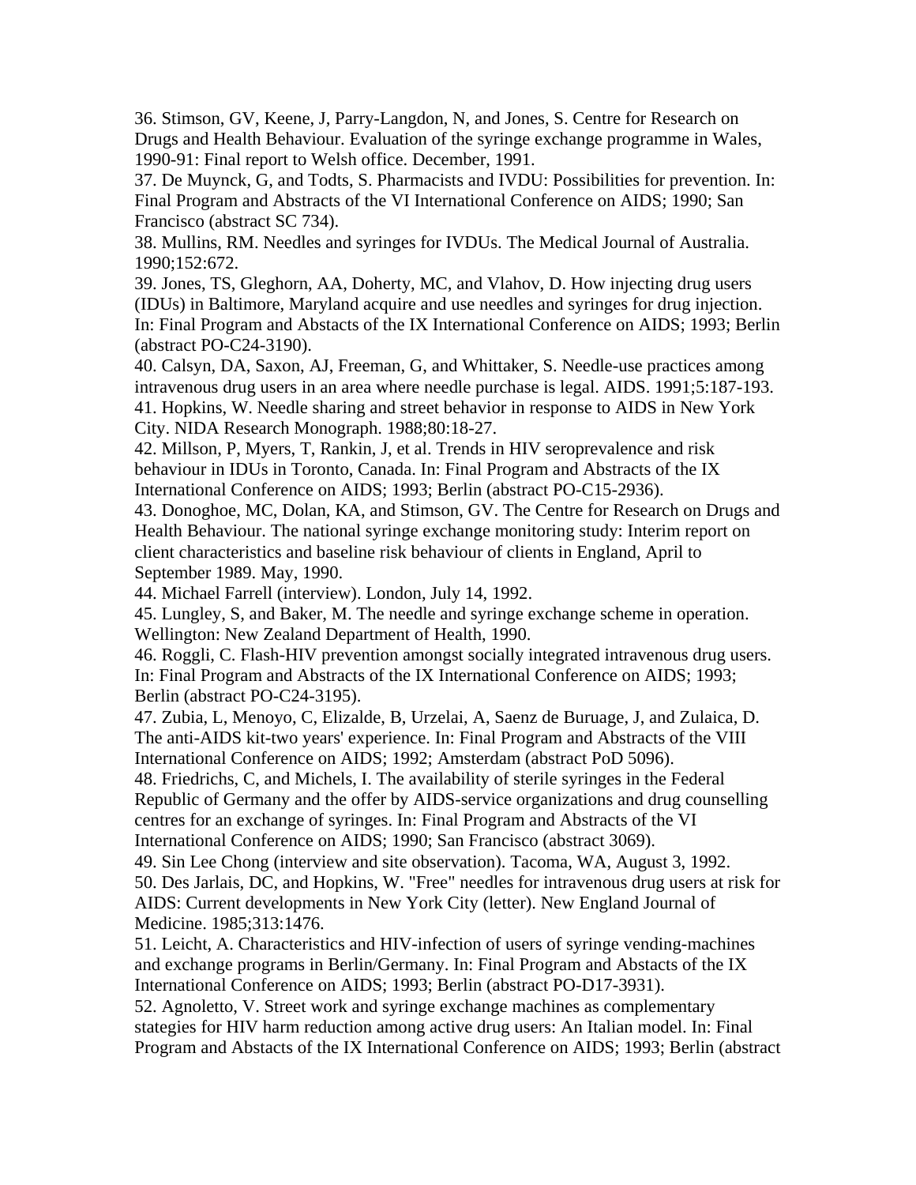36. Stimson, GV, Keene, J, Parry-Langdon, N, and Jones, S. Centre for Research on Drugs and Health Behaviour. Evaluation of the syringe exchange programme in Wales, 1990-91: Final report to Welsh office. December, 1991.
37. De Muynck, G, and Todts, S. Pharmacists and IVDU: Possibilities for prevention. In: Final Program and Abstracts of the VI International Conference on AIDS; 1990; San Francisco (abstract SC 734).
38. Mullins, RM. Needles and syringes for IVDUs. The Medical Journal of Australia. 1990;152:672.
39. Jones, TS, Gleghorn, AA, Doherty, MC, and Vlahov, D. How injecting drug users (IDUs) in Baltimore, Maryland acquire and use needles and syringes for drug injection. In: Final Program and Abstacts of the IX International Conference on AIDS; 1993; Berlin (abstract PO-C24-3190).
40. Calsyn, DA, Saxon, AJ, Freeman, G, and Whittaker, S. Needle-use practices among intravenous drug users in an area where needle purchase is legal. AIDS. 1991;5:187-193.
41. Hopkins, W. Needle sharing and street behavior in response to AIDS in New York City. NIDA Research Monograph. 1988;80:18-27.
42. Millson, P, Myers, T, Rankin, J, et al. Trends in HIV seroprevalence and risk behaviour in IDUs in Toronto, Canada. In: Final Program and Abstracts of the IX International Conference on AIDS; 1993; Berlin (abstract PO-C15-2936).
43. Donoghoe, MC, Dolan, KA, and Stimson, GV. The Centre for Research on Drugs and Health Behaviour. The national syringe exchange monitoring study: Interim report on client characteristics and baseline risk behaviour of clients in England, April to September 1989. May, 1990.
44. Michael Farrell (interview). London, July 14, 1992.
45. Lungley, S, and Baker, M. The needle and syringe exchange scheme in operation. Wellington: New Zealand Department of Health, 1990.
46. Roggli, C. Flash-HIV prevention amongst socially integrated intravenous drug users. In: Final Program and Abstracts of the IX International Conference on AIDS; 1993; Berlin (abstract PO-C24-3195).
47. Zubia, L, Menoyo, C, Elizalde, B, Urzelai, A, Saenz de Buruage, J, and Zulaica, D. The anti-AIDS kit-two years' experience. In: Final Program and Abstracts of the VIII International Conference on AIDS; 1992; Amsterdam (abstract PoD 5096).
48. Friedrichs, C, and Michels, I. The availability of sterile syringes in the Federal Republic of Germany and the offer by AIDS-service organizations and drug counselling centres for an exchange of syringes. In: Final Program and Abstracts of the VI International Conference on AIDS; 1990; San Francisco (abstract 3069).
49. Sin Lee Chong (interview and site observation). Tacoma, WA, August 3, 1992.
50. Des Jarlais, DC, and Hopkins, W. "Free" needles for intravenous drug users at risk for AIDS: Current developments in New York City (letter). New England Journal of Medicine. 1985;313:1476.
51. Leicht, A. Characteristics and HIV-infection of users of syringe vending-machines and exchange programs in Berlin/Germany. In: Final Program and Abstacts of the IX International Conference on AIDS; 1993; Berlin (abstract PO-D17-3931).
52. Agnoletto, V. Street work and syringe exchange machines as complementary stategies for HIV harm reduction among active drug users: An Italian model. In: Final Program and Abstacts of the IX International Conference on AIDS; 1993; Berlin (abstract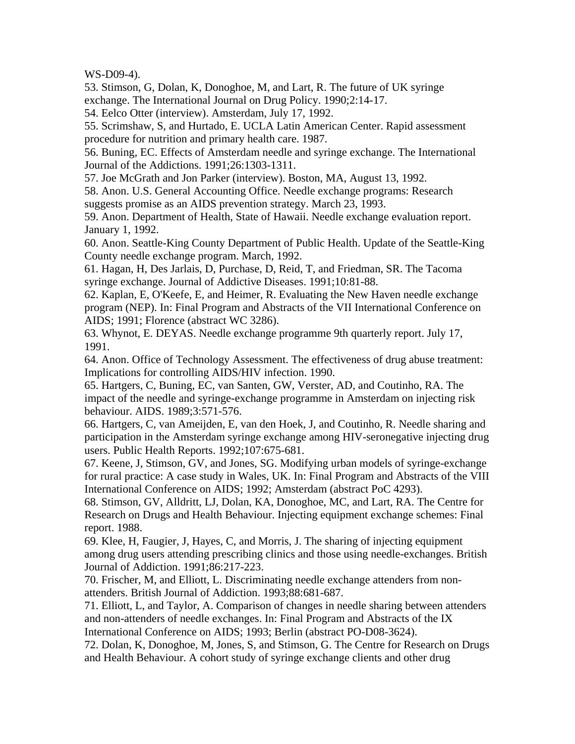WS-D09-4).

53. Stimson, G, Dolan, K, Donoghoe, M, and Lart, R. The future of UK syringe exchange. The International Journal on Drug Policy. 1990;2:14-17.

54. Eelco Otter (interview). Amsterdam, July 17, 1992.

55. Scrimshaw, S, and Hurtado, E. UCLA Latin American Center. Rapid assessment procedure for nutrition and primary health care. 1987.

56. Buning, EC. Effects of Amsterdam needle and syringe exchange. The International Journal of the Addictions. 1991;26:1303-1311.

57. Joe McGrath and Jon Parker (interview). Boston, MA, August 13, 1992.

58. Anon. U.S. General Accounting Office. Needle exchange programs: Research suggests promise as an AIDS prevention strategy. March 23, 1993.

59. Anon. Department of Health, State of Hawaii. Needle exchange evaluation report. January 1, 1992.

60. Anon. Seattle-King County Department of Public Health. Update of the Seattle-King County needle exchange program. March, 1992.

61. Hagan, H, Des Jarlais, D, Purchase, D, Reid, T, and Friedman, SR. The Tacoma syringe exchange. Journal of Addictive Diseases. 1991;10:81-88.

62. Kaplan, E, O'Keefe, E, and Heimer, R. Evaluating the New Haven needle exchange program (NEP). In: Final Program and Abstracts of the VII International Conference on AIDS; 1991; Florence (abstract WC 3286).

63. Whynot, E. DEYAS. Needle exchange programme 9th quarterly report. July 17, 1991.

64. Anon. Office of Technology Assessment. The effectiveness of drug abuse treatment: Implications for controlling AIDS/HIV infection. 1990.

65. Hartgers, C, Buning, EC, van Santen, GW, Verster, AD, and Coutinho, RA. The impact of the needle and syringe-exchange programme in Amsterdam on injecting risk behaviour. AIDS. 1989;3:571-576.

66. Hartgers, C, van Ameijden, E, van den Hoek, J, and Coutinho, R. Needle sharing and participation in the Amsterdam syringe exchange among HIV-seronegative injecting drug users. Public Health Reports. 1992;107:675-681.

67. Keene, J, Stimson, GV, and Jones, SG. Modifying urban models of syringe-exchange for rural practice: A case study in Wales, UK. In: Final Program and Abstracts of the VIII International Conference on AIDS; 1992; Amsterdam (abstract PoC 4293).

68. Stimson, GV, Alldritt, LJ, Dolan, KA, Donoghoe, MC, and Lart, RA. The Centre for Research on Drugs and Health Behaviour. Injecting equipment exchange schemes: Final report. 1988.

69. Klee, H, Faugier, J, Hayes, C, and Morris, J. The sharing of injecting equipment among drug users attending prescribing clinics and those using needle-exchanges. British Journal of Addiction. 1991;86:217-223.

70. Frischer, M, and Elliott, L. Discriminating needle exchange attenders from non-attenders. British Journal of Addiction. 1993;88:681-687.

71. Elliott, L, and Taylor, A. Comparison of changes in needle sharing between attenders and non-attenders of needle exchanges. In: Final Program and Abstracts of the IX International Conference on AIDS; 1993; Berlin (abstract PO-D08-3624).

72. Dolan, K, Donoghoe, M, Jones, S, and Stimson, G. The Centre for Research on Drugs and Health Behaviour. A cohort study of syringe exchange clients and other drug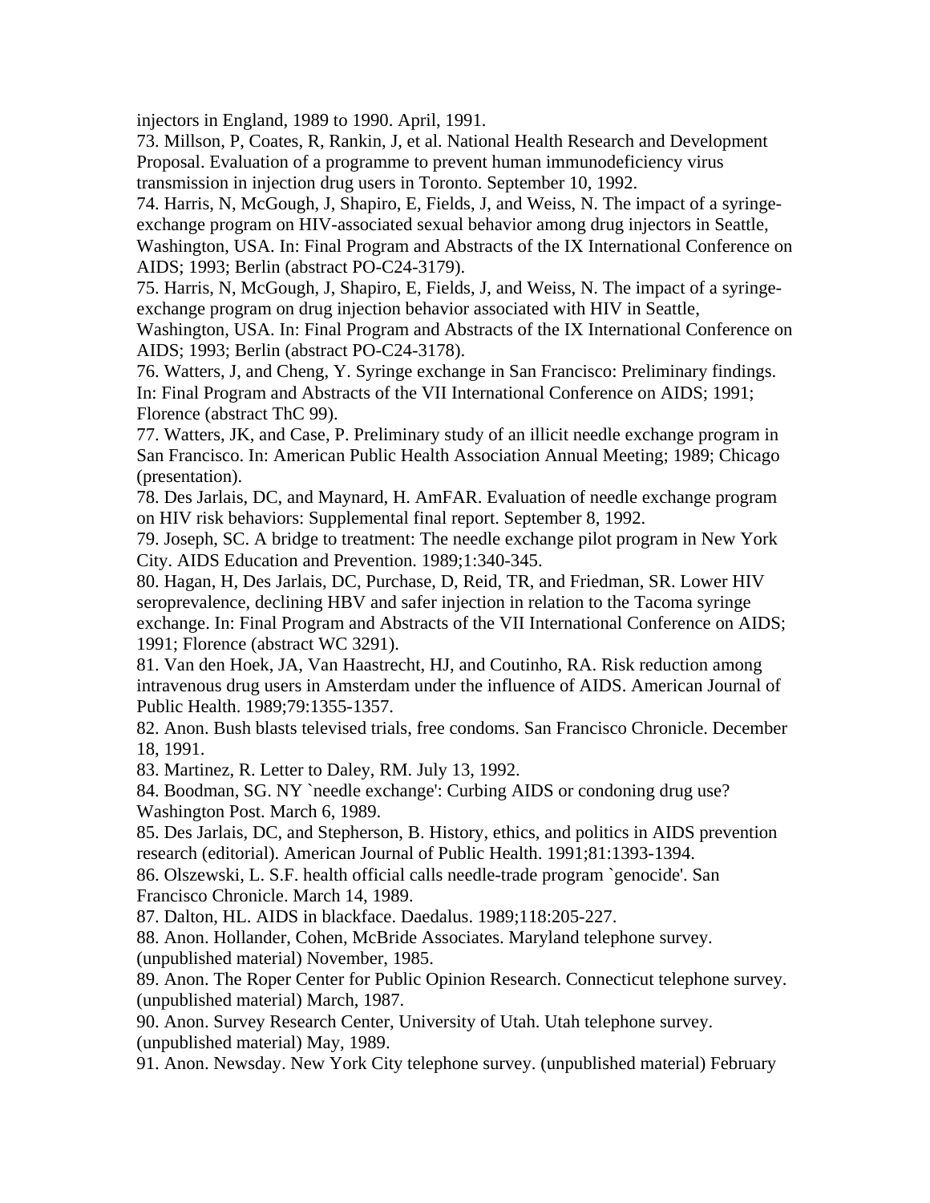injectors in England, 1989 to 1990. April, 1991.

73. Millson, P, Coates, R, Rankin, J, et al. National Health Research and Development Proposal. Evaluation of a programme to prevent human immunodeficiency virus transmission in injection drug users in Toronto. September 10, 1992.

74. Harris, N, McGough, J, Shapiro, E, Fields, J, and Weiss, N. The impact of a syringe-exchange program on HIV-associated sexual behavior among drug injectors in Seattle, Washington, USA. In: Final Program and Abstracts of the IX International Conference on AIDS; 1993; Berlin (abstract PO-C24-3179).

75. Harris, N, McGough, J, Shapiro, E, Fields, J, and Weiss, N. The impact of a syringe-exchange program on drug injection behavior associated with HIV in Seattle, Washington, USA. In: Final Program and Abstracts of the IX International Conference on AIDS; 1993; Berlin (abstract PO-C24-3178).

76. Watters, J, and Cheng, Y. Syringe exchange in San Francisco: Preliminary findings. In: Final Program and Abstracts of the VII International Conference on AIDS; 1991; Florence (abstract ThC 99).

77. Watters, JK, and Case, P. Preliminary study of an illicit needle exchange program in San Francisco. In: American Public Health Association Annual Meeting; 1989; Chicago (presentation).

78. Des Jarlais, DC, and Maynard, H. AmFAR. Evaluation of needle exchange program on HIV risk behaviors: Supplemental final report. September 8, 1992.

79. Joseph, SC. A bridge to treatment: The needle exchange pilot program in New York City. AIDS Education and Prevention. 1989;1:340-345.

80. Hagan, H, Des Jarlais, DC, Purchase, D, Reid, TR, and Friedman, SR. Lower HIV seroprevalence, declining HBV and safer injection in relation to the Tacoma syringe exchange. In: Final Program and Abstracts of the VII International Conference on AIDS; 1991; Florence (abstract WC 3291).

81. Van den Hoek, JA, Van Haastrecht, HJ, and Coutinho, RA. Risk reduction among intravenous drug users in Amsterdam under the influence of AIDS. American Journal of Public Health. 1989;79:1355-1357.

82. Anon. Bush blasts televised trials, free condoms. San Francisco Chronicle. December 18, 1991.

83. Martinez, R. Letter to Daley, RM. July 13, 1992.

84. Boodman, SG. NY `needle exchange': Curbing AIDS or condoning drug use? Washington Post. March 6, 1989.

85. Des Jarlais, DC, and Stepherson, B. History, ethics, and politics in AIDS prevention research (editorial). American Journal of Public Health. 1991;81:1393-1394.

86. Olszewski, L. S.F. health official calls needle-trade program `genocide'. San Francisco Chronicle. March 14, 1989.

87. Dalton, HL. AIDS in blackface. Daedalus. 1989;118:205-227.

88. Anon. Hollander, Cohen, McBride Associates. Maryland telephone survey. (unpublished material) November, 1985.

89. Anon. The Roper Center for Public Opinion Research. Connecticut telephone survey. (unpublished material) March, 1987.

90. Anon. Survey Research Center, University of Utah. Utah telephone survey. (unpublished material) May, 1989.

91. Anon. Newsday. New York City telephone survey. (unpublished material) February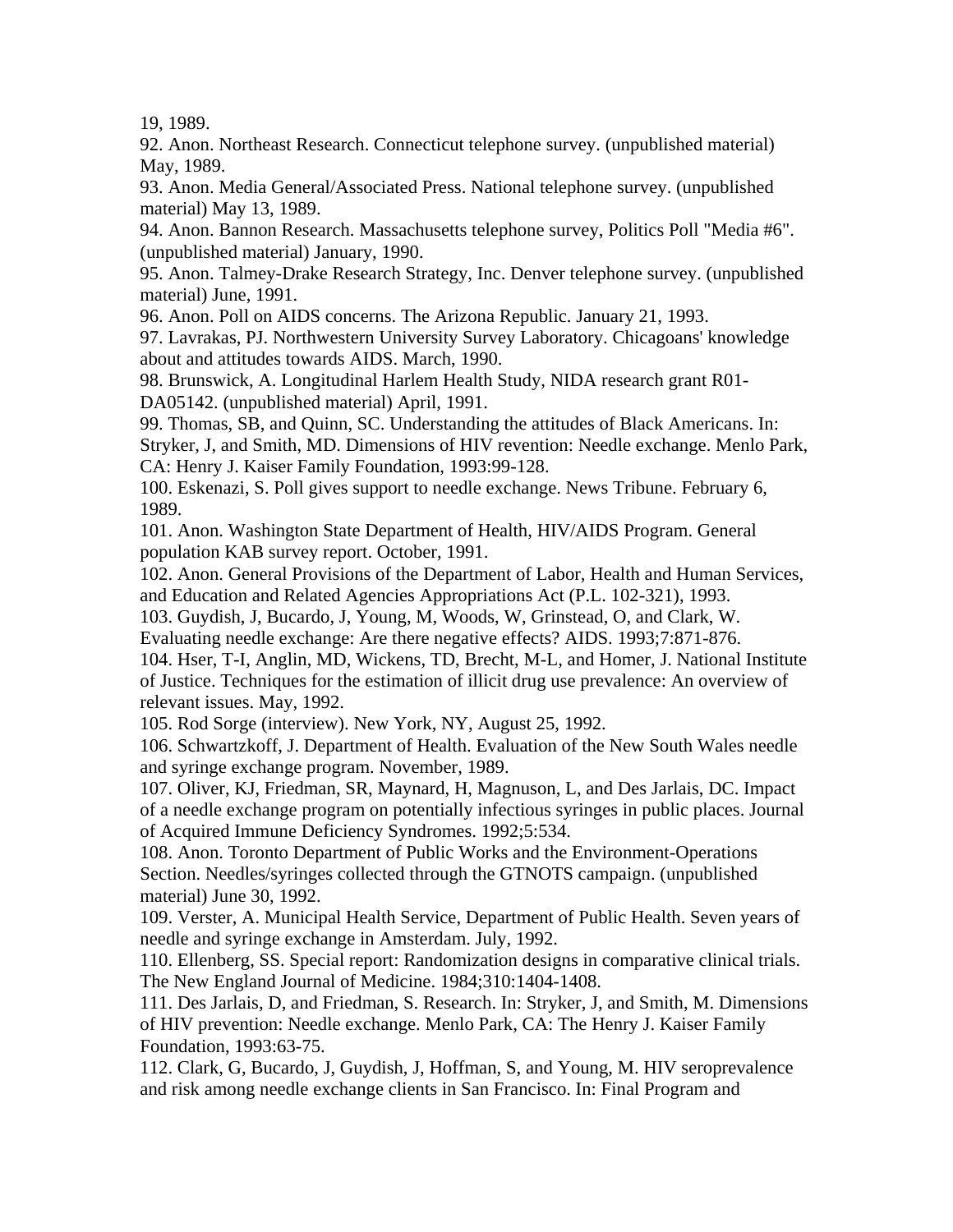19, 1989.

92. Anon. Northeast Research. Connecticut telephone survey. (unpublished material) May, 1989.

93. Anon. Media General/Associated Press. National telephone survey. (unpublished material) May 13, 1989.

94. Anon. Bannon Research. Massachusetts telephone survey, Politics Poll "Media #6". (unpublished material) January, 1990.

95. Anon. Talmey-Drake Research Strategy, Inc. Denver telephone survey. (unpublished material) June, 1991.

96. Anon. Poll on AIDS concerns. The Arizona Republic. January 21, 1993.

97. Lavrakas, PJ. Northwestern University Survey Laboratory. Chicagoans' knowledge about and attitudes towards AIDS. March, 1990.

98. Brunswick, A. Longitudinal Harlem Health Study, NIDA research grant R01-DA05142. (unpublished material) April, 1991.

99. Thomas, SB, and Quinn, SC. Understanding the attitudes of Black Americans. In: Stryker, J, and Smith, MD. Dimensions of HIV revention: Needle exchange. Menlo Park, CA: Henry J. Kaiser Family Foundation, 1993:99-128.

100. Eskenazi, S. Poll gives support to needle exchange. News Tribune. February 6, 1989.

101. Anon. Washington State Department of Health, HIV/AIDS Program. General population KAB survey report. October, 1991.

102. Anon. General Provisions of the Department of Labor, Health and Human Services, and Education and Related Agencies Appropriations Act (P.L. 102-321), 1993.

103. Guydish, J, Bucardo, J, Young, M, Woods, W, Grinstead, O, and Clark, W. Evaluating needle exchange: Are there negative effects? AIDS. 1993;7:871-876.

104. Hser, T-I, Anglin, MD, Wickens, TD, Brecht, M-L, and Homer, J. National Institute of Justice. Techniques for the estimation of illicit drug use prevalence: An overview of relevant issues. May, 1992.

105. Rod Sorge (interview). New York, NY, August 25, 1992.

106. Schwartzkoff, J. Department of Health. Evaluation of the New South Wales needle and syringe exchange program. November, 1989.

107. Oliver, KJ, Friedman, SR, Maynard, H, Magnuson, L, and Des Jarlais, DC. Impact of a needle exchange program on potentially infectious syringes in public places. Journal of Acquired Immune Deficiency Syndromes. 1992;5:534.

108. Anon. Toronto Department of Public Works and the Environment-Operations Section. Needles/syringes collected through the GTNOTS campaign. (unpublished material) June 30, 1992.

109. Verster, A. Municipal Health Service, Department of Public Health. Seven years of needle and syringe exchange in Amsterdam. July, 1992.

110. Ellenberg, SS. Special report: Randomization designs in comparative clinical trials. The New England Journal of Medicine. 1984;310:1404-1408.

111. Des Jarlais, D, and Friedman, S. Research. In: Stryker, J, and Smith, M. Dimensions of HIV prevention: Needle exchange. Menlo Park, CA: The Henry J. Kaiser Family Foundation, 1993:63-75.

112. Clark, G, Bucardo, J, Guydish, J, Hoffman, S, and Young, M. HIV seroprevalence and risk among needle exchange clients in San Francisco. In: Final Program and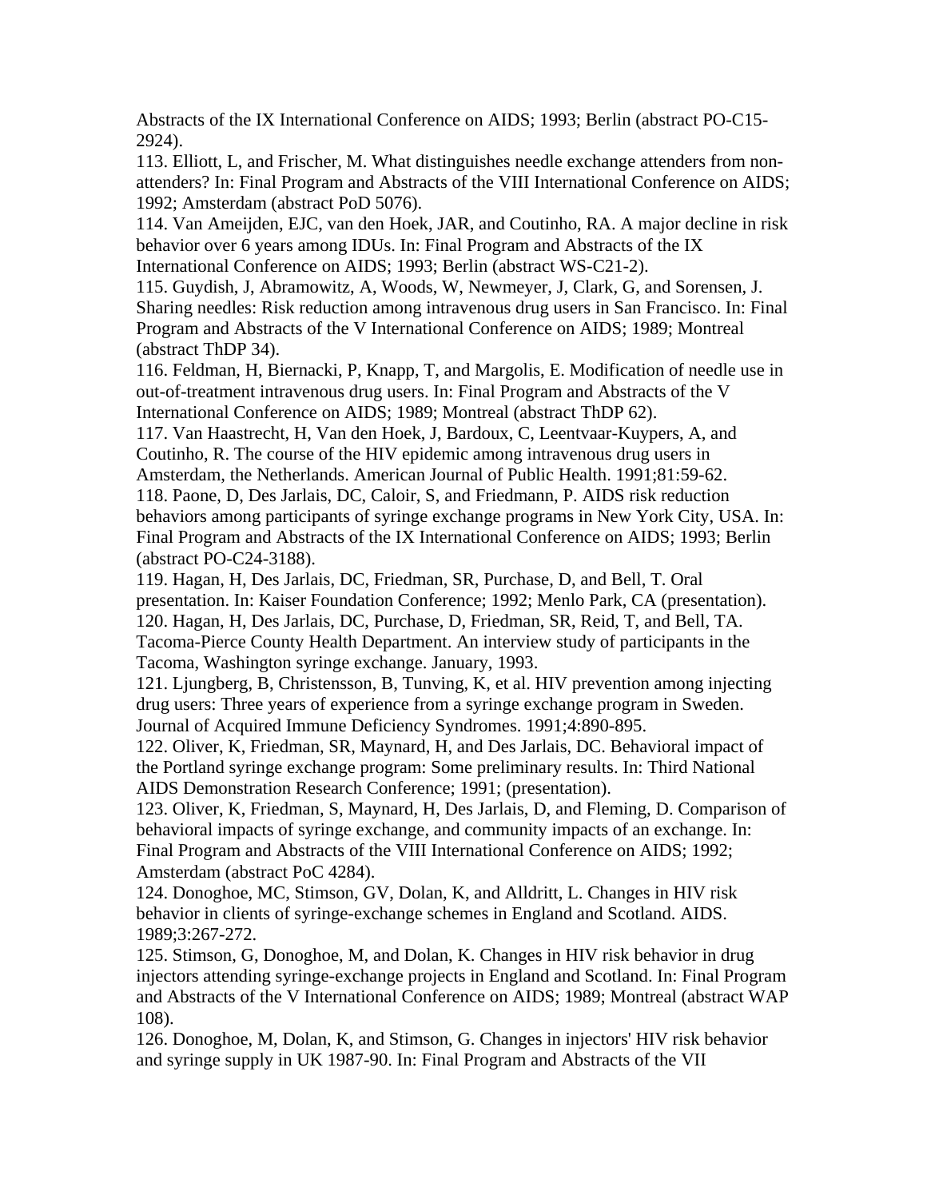Abstracts of the IX International Conference on AIDS; 1993; Berlin (abstract PO-C15-2924).

113. Elliott, L, and Frischer, M. What distinguishes needle exchange attenders from non-attenders? In: Final Program and Abstracts of the VIII International Conference on AIDS; 1992; Amsterdam (abstract PoD 5076).

114. Van Ameijden, EJC, van den Hoek, JAR, and Coutinho, RA. A major decline in risk behavior over 6 years among IDUs. In: Final Program and Abstracts of the IX International Conference on AIDS; 1993; Berlin (abstract WS-C21-2).

115. Guydish, J, Abramowitz, A, Woods, W, Newmeyer, J, Clark, G, and Sorensen, J. Sharing needles: Risk reduction among intravenous drug users in San Francisco. In: Final Program and Abstracts of the V International Conference on AIDS; 1989; Montreal (abstract ThDP 34).

116. Feldman, H, Biernacki, P, Knapp, T, and Margolis, E. Modification of needle use in out-of-treatment intravenous drug users. In: Final Program and Abstracts of the V International Conference on AIDS; 1989; Montreal (abstract ThDP 62).

117. Van Haastrecht, H, Van den Hoek, J, Bardoux, C, Leentvaar-Kuypers, A, and Coutinho, R. The course of the HIV epidemic among intravenous drug users in Amsterdam, the Netherlands. American Journal of Public Health. 1991;81:59-62.

118. Paone, D, Des Jarlais, DC, Caloir, S, and Friedmann, P. AIDS risk reduction behaviors among participants of syringe exchange programs in New York City, USA. In: Final Program and Abstracts of the IX International Conference on AIDS; 1993; Berlin (abstract PO-C24-3188).

119. Hagan, H, Des Jarlais, DC, Friedman, SR, Purchase, D, and Bell, T. Oral presentation. In: Kaiser Foundation Conference; 1992; Menlo Park, CA (presentation).

120. Hagan, H, Des Jarlais, DC, Purchase, D, Friedman, SR, Reid, T, and Bell, TA. Tacoma-Pierce County Health Department. An interview study of participants in the Tacoma, Washington syringe exchange. January, 1993.

121. Ljungberg, B, Christensson, B, Tunving, K, et al. HIV prevention among injecting drug users: Three years of experience from a syringe exchange program in Sweden. Journal of Acquired Immune Deficiency Syndromes. 1991;4:890-895.

122. Oliver, K, Friedman, SR, Maynard, H, and Des Jarlais, DC. Behavioral impact of the Portland syringe exchange program: Some preliminary results. In: Third National AIDS Demonstration Research Conference; 1991; (presentation).

123. Oliver, K, Friedman, S, Maynard, H, Des Jarlais, D, and Fleming, D. Comparison of behavioral impacts of syringe exchange, and community impacts of an exchange. In: Final Program and Abstracts of the VIII International Conference on AIDS; 1992; Amsterdam (abstract PoC 4284).

124. Donoghoe, MC, Stimson, GV, Dolan, K, and Alldritt, L. Changes in HIV risk behavior in clients of syringe-exchange schemes in England and Scotland. AIDS. 1989;3:267-272.

125. Stimson, G, Donoghoe, M, and Dolan, K. Changes in HIV risk behavior in drug injectors attending syringe-exchange projects in England and Scotland. In: Final Program and Abstracts of the V International Conference on AIDS; 1989; Montreal (abstract WAP 108).

126. Donoghoe, M, Dolan, K, and Stimson, G. Changes in injectors' HIV risk behavior and syringe supply in UK 1987-90. In: Final Program and Abstracts of the VII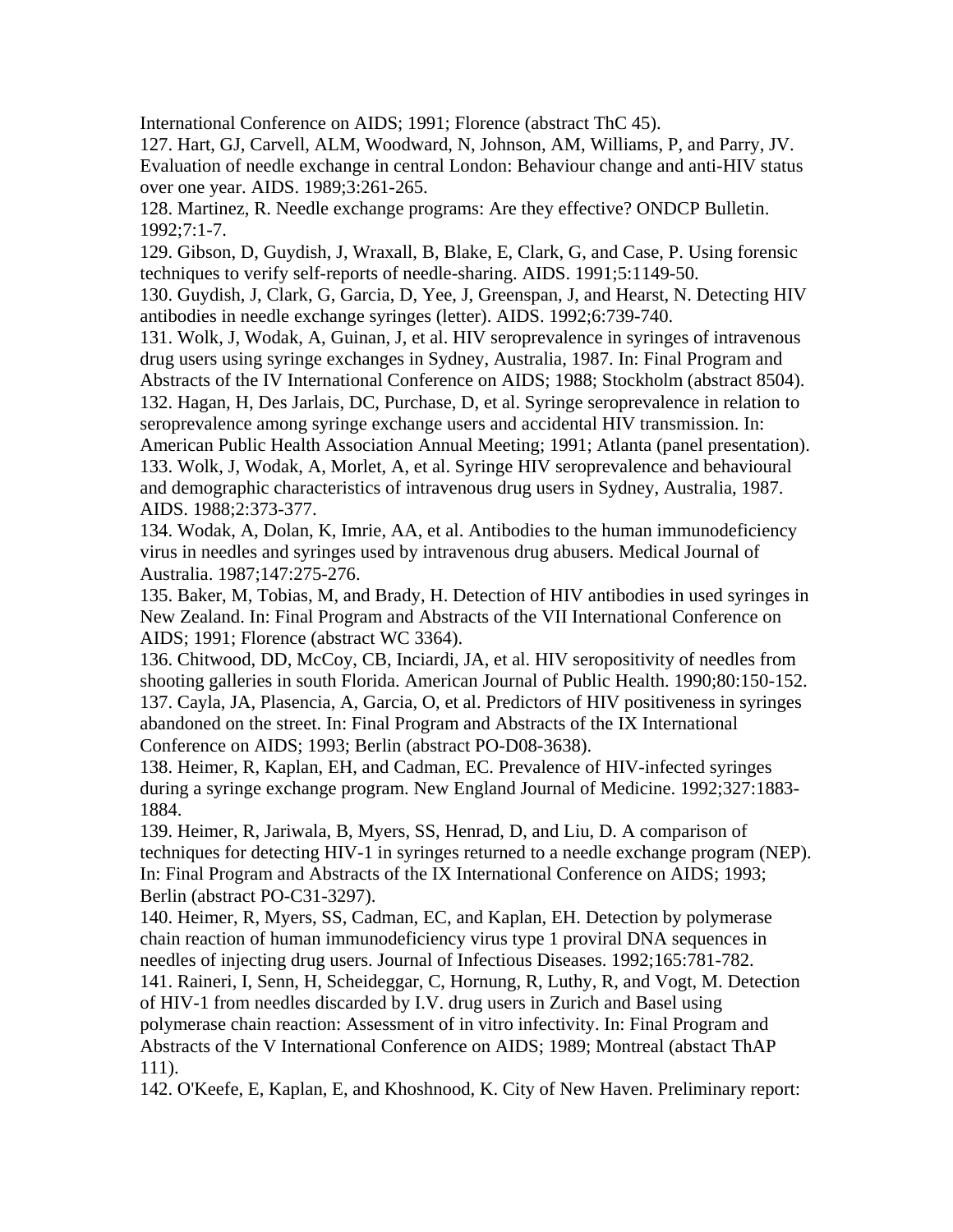International Conference on AIDS; 1991; Florence (abstract ThC 45).

127. Hart, GJ, Carvell, ALM, Woodward, N, Johnson, AM, Williams, P, and Parry, JV. Evaluation of needle exchange in central London: Behaviour change and anti-HIV status over one year. AIDS. 1989;3:261-265.

128. Martinez, R. Needle exchange programs: Are they effective? ONDCP Bulletin. 1992;7:1-7.

129. Gibson, D, Guydish, J, Wraxall, B, Blake, E, Clark, G, and Case, P. Using forensic techniques to verify self-reports of needle-sharing. AIDS. 1991;5:1149-50.

130. Guydish, J, Clark, G, Garcia, D, Yee, J, Greenspan, J, and Hearst, N. Detecting HIV antibodies in needle exchange syringes (letter). AIDS. 1992;6:739-740.

131. Wolk, J, Wodak, A, Guinan, J, et al. HIV seroprevalence in syringes of intravenous drug users using syringe exchanges in Sydney, Australia, 1987. In: Final Program and Abstracts of the IV International Conference on AIDS; 1988; Stockholm (abstract 8504).

132. Hagan, H, Des Jarlais, DC, Purchase, D, et al. Syringe seroprevalence in relation to seroprevalence among syringe exchange users and accidental HIV transmission. In: American Public Health Association Annual Meeting; 1991; Atlanta (panel presentation).

133. Wolk, J, Wodak, A, Morlet, A, et al. Syringe HIV seroprevalence and behavioural and demographic characteristics of intravenous drug users in Sydney, Australia, 1987. AIDS. 1988;2:373-377.

134. Wodak, A, Dolan, K, Imrie, AA, et al. Antibodies to the human immunodeficiency virus in needles and syringes used by intravenous drug abusers. Medical Journal of Australia. 1987;147:275-276.

135. Baker, M, Tobias, M, and Brady, H. Detection of HIV antibodies in used syringes in New Zealand. In: Final Program and Abstracts of the VII International Conference on AIDS; 1991; Florence (abstract WC 3364).

136. Chitwood, DD, McCoy, CB, Inciardi, JA, et al. HIV seropositivity of needles from shooting galleries in south Florida. American Journal of Public Health. 1990;80:150-152.

137. Cayla, JA, Plasencia, A, Garcia, O, et al. Predictors of HIV positiveness in syringes abandoned on the street. In: Final Program and Abstracts of the IX International Conference on AIDS; 1993; Berlin (abstract PO-D08-3638).

138. Heimer, R, Kaplan, EH, and Cadman, EC. Prevalence of HIV-infected syringes during a syringe exchange program. New England Journal of Medicine. 1992;327:1883-1884.

139. Heimer, R, Jariwala, B, Myers, SS, Henrad, D, and Liu, D. A comparison of techniques for detecting HIV-1 in syringes returned to a needle exchange program (NEP). In: Final Program and Abstracts of the IX International Conference on AIDS; 1993; Berlin (abstract PO-C31-3297).

140. Heimer, R, Myers, SS, Cadman, EC, and Kaplan, EH. Detection by polymerase chain reaction of human immunodeficiency virus type 1 proviral DNA sequences in needles of injecting drug users. Journal of Infectious Diseases. 1992;165:781-782.

141. Raineri, I, Senn, H, Scheideggar, C, Hornung, R, Luthy, R, and Vogt, M. Detection of HIV-1 from needles discarded by I.V. drug users in Zurich and Basel using polymerase chain reaction: Assessment of in vitro infectivity. In: Final Program and Abstracts of the V International Conference on AIDS; 1989; Montreal (abstact ThAP 111).

142. O'Keefe, E, Kaplan, E, and Khoshnood, K. City of New Haven. Preliminary report: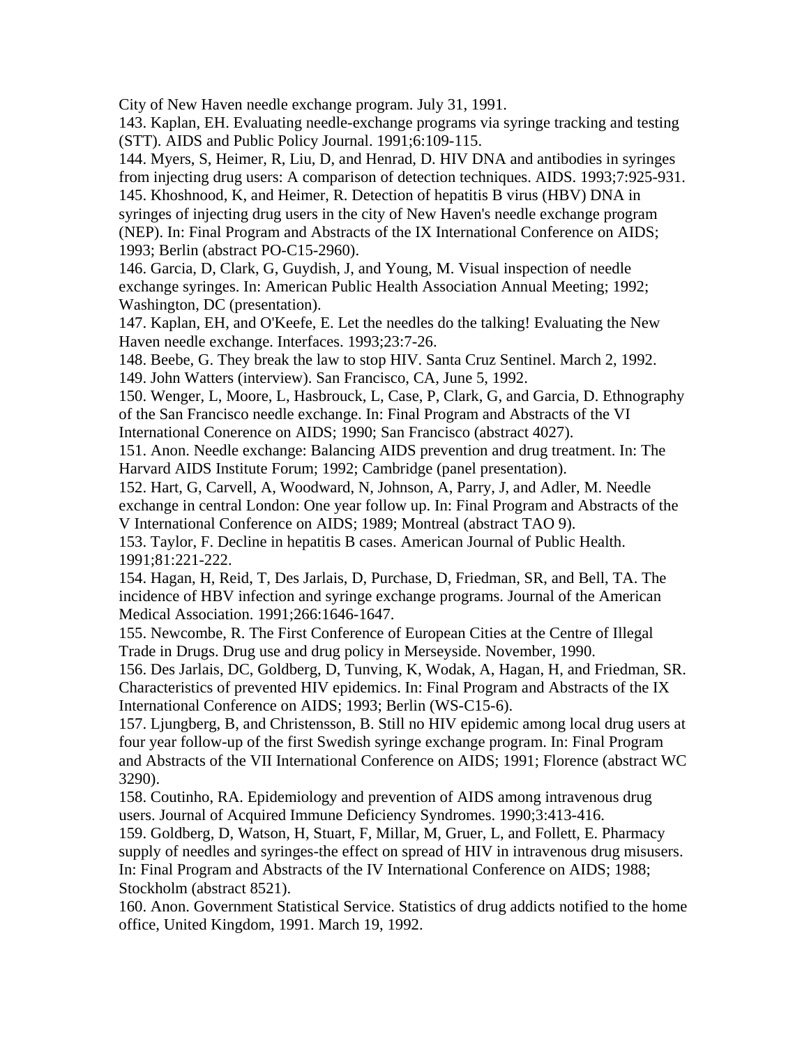City of New Haven needle exchange program. July 31, 1991.

143. Kaplan, EH. Evaluating needle-exchange programs via syringe tracking and testing (STT). AIDS and Public Policy Journal. 1991;6:109-115.

144. Myers, S, Heimer, R, Liu, D, and Henrad, D. HIV DNA and antibodies in syringes from injecting drug users: A comparison of detection techniques. AIDS. 1993;7:925-931.

145. Khoshnood, K, and Heimer, R. Detection of hepatitis B virus (HBV) DNA in syringes of injecting drug users in the city of New Haven's needle exchange program (NEP). In: Final Program and Abstracts of the IX International Conference on AIDS; 1993; Berlin (abstract PO-C15-2960).

146. Garcia, D, Clark, G, Guydish, J, and Young, M. Visual inspection of needle exchange syringes. In: American Public Health Association Annual Meeting; 1992; Washington, DC (presentation).

147. Kaplan, EH, and O'Keefe, E. Let the needles do the talking! Evaluating the New Haven needle exchange. Interfaces. 1993;23:7-26.

148. Beebe, G. They break the law to stop HIV. Santa Cruz Sentinel. March 2, 1992.

149. John Watters (interview). San Francisco, CA, June 5, 1992.

150. Wenger, L, Moore, L, Hasbrouck, L, Case, P, Clark, G, and Garcia, D. Ethnography of the San Francisco needle exchange. In: Final Program and Abstracts of the VI International Conerence on AIDS; 1990; San Francisco (abstract 4027).

151. Anon. Needle exchange: Balancing AIDS prevention and drug treatment. In: The Harvard AIDS Institute Forum; 1992; Cambridge (panel presentation).

152. Hart, G, Carvell, A, Woodward, N, Johnson, A, Parry, J, and Adler, M. Needle exchange in central London: One year follow up. In: Final Program and Abstracts of the V International Conference on AIDS; 1989; Montreal (abstract TAO 9).

153. Taylor, F. Decline in hepatitis B cases. American Journal of Public Health. 1991;81:221-222.

154. Hagan, H, Reid, T, Des Jarlais, D, Purchase, D, Friedman, SR, and Bell, TA. The incidence of HBV infection and syringe exchange programs. Journal of the American Medical Association. 1991;266:1646-1647.

155. Newcombe, R. The First Conference of European Cities at the Centre of Illegal Trade in Drugs. Drug use and drug policy in Merseyside. November, 1990.

156. Des Jarlais, DC, Goldberg, D, Tunving, K, Wodak, A, Hagan, H, and Friedman, SR. Characteristics of prevented HIV epidemics. In: Final Program and Abstracts of the IX International Conference on AIDS; 1993; Berlin (WS-C15-6).

157. Ljungberg, B, and Christensson, B. Still no HIV epidemic among local drug users at four year follow-up of the first Swedish syringe exchange program. In: Final Program and Abstracts of the VII International Conference on AIDS; 1991; Florence (abstract WC 3290).

158. Coutinho, RA. Epidemiology and prevention of AIDS among intravenous drug users. Journal of Acquired Immune Deficiency Syndromes. 1990;3:413-416.

159. Goldberg, D, Watson, H, Stuart, F, Millar, M, Gruer, L, and Follett, E. Pharmacy supply of needles and syringes-the effect on spread of HIV in intravenous drug misusers. In: Final Program and Abstracts of the IV International Conference on AIDS; 1988; Stockholm (abstract 8521).

160. Anon. Government Statistical Service. Statistics of drug addicts notified to the home office, United Kingdom, 1991. March 19, 1992.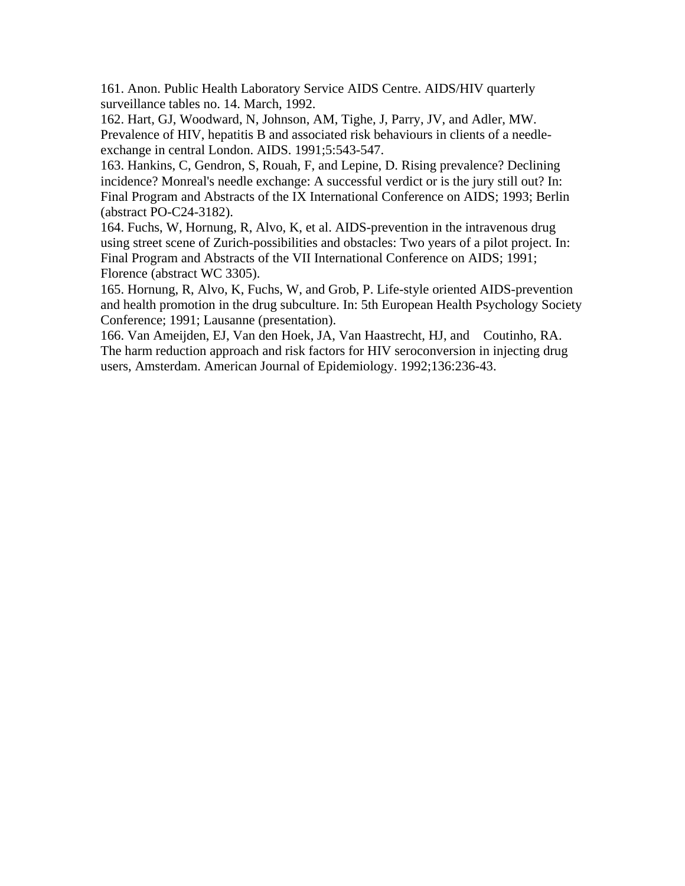161. Anon. Public Health Laboratory Service AIDS Centre. AIDS/HIV quarterly surveillance tables no. 14. March, 1992.

162. Hart, GJ, Woodward, N, Johnson, AM, Tighe, J, Parry, JV, and Adler, MW. Prevalence of HIV, hepatitis B and associated risk behaviours in clients of a needle-exchange in central London. AIDS. 1991;5:543-547.

163. Hankins, C, Gendron, S, Rouah, F, and Lepine, D. Rising prevalence? Declining incidence? Monreal's needle exchange: A successful verdict or is the jury still out? In: Final Program and Abstracts of the IX International Conference on AIDS; 1993; Berlin (abstract PO-C24-3182).

164. Fuchs, W, Hornung, R, Alvo, K, et al. AIDS-prevention in the intravenous drug using street scene of Zurich-possibilities and obstacles: Two years of a pilot project. In: Final Program and Abstracts of the VII International Conference on AIDS; 1991; Florence (abstract WC 3305).

165. Hornung, R, Alvo, K, Fuchs, W, and Grob, P. Life-style oriented AIDS-prevention and health promotion in the drug subculture. In: 5th European Health Psychology Society Conference; 1991; Lausanne (presentation).

166. Van Ameijden, EJ, Van den Hoek, JA, Van Haastrecht, HJ, and Coutinho, RA. The harm reduction approach and risk factors for HIV seroconversion in injecting drug users, Amsterdam. American Journal of Epidemiology. 1992;136:236-43.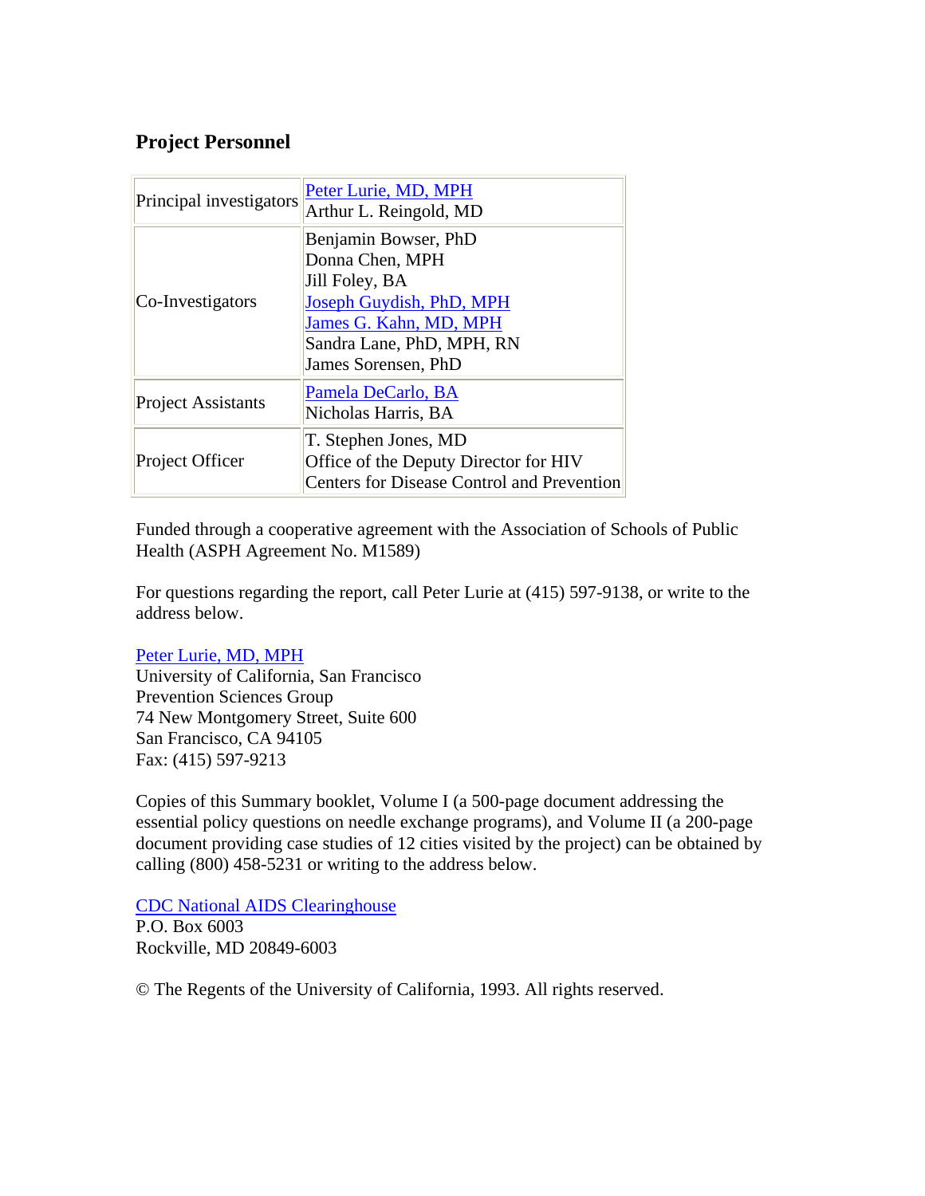## Project Personnel

| | |
|---|---|
| Principal investigators | Peter Lurie, MD, MPH<br>Arthur L. Reingold, MD |
| Co-Investigators | Benjamin Bowser, PhD<br>Donna Chen, MPH<br>Jill Foley, BA<br>Joseph Guydish, PhD, MPH<br>James G. Kahn, MD, MPH<br>Sandra Lane, PhD, MPH, RN<br>James Sorensen, PhD |
| Project Assistants | Pamela DeCarlo, BA<br>Nicholas Harris, BA |
| Project Officer | T. Stephen Jones, MD<br>Office of the Deputy Director for HIV<br>Centers for Disease Control and Prevention |

Funded through a cooperative agreement with the Association of Schools of Public Health (ASPH Agreement No. M1589)

For questions regarding the report, call Peter Lurie at (415) 597-9138, or write to the address below.

Peter Lurie, MD, MPH
University of California, San Francisco
Prevention Sciences Group
74 New Montgomery Street, Suite 600
San Francisco, CA 94105
Fax: (415) 597-9213

Copies of this Summary booklet, Volume I (a 500-page document addressing the essential policy questions on needle exchange programs), and Volume II (a 200-page document providing case studies of 12 cities visited by the project) can be obtained by calling (800) 458-5231 or writing to the address below.

CDC National AIDS Clearinghouse
P.O. Box 6003
Rockville, MD 20849-6003

© The Regents of the University of California, 1993. All rights reserved.